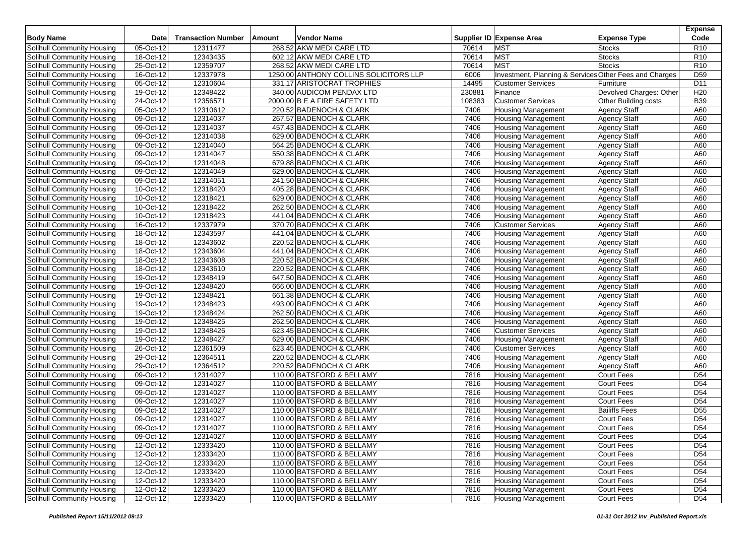| Body Name | Date | Transaction Number | Amount | Vendor Name | Supplier ID | Expense Area | Expense Type | Expense Code |
|---|---|---|---|---|---|---|---|---|
| Solihull Community Housing | 05-Oct-12 | 12311477 | 268.52 | AKW MEDI CARE LTD | 70614 | MST | Stocks | R10 |
| Solihull Community Housing | 18-Oct-12 | 12343435 | 602.12 | AKW MEDI CARE LTD | 70614 | MST | Stocks | R10 |
| Solihull Community Housing | 25-Oct-12 | 12359707 | 268.52 | AKW MEDI CARE LTD | 70614 | MST | Stocks | R10 |
| Solihull Community Housing | 16-Oct-12 | 12337978 | 1250.00 | ANTHONY COLLINS SOLICITORS LLP | 6006 | Investment, Planning & Services | Other Fees and Charges | D59 |
| Solihull Community Housing | 05-Oct-12 | 12310604 | 331.17 | ARISTOCRAT TROPHIES | 14495 | Customer Services | Furniture | D11 |
| Solihull Community Housing | 19-Oct-12 | 12348422 | 340.00 | AUDICOM PENDAX LTD | 230881 | Finance | Devolved Charges: Other | H20 |
| Solihull Community Housing | 24-Oct-12 | 12356571 | 2000.00 | B E A FIRE SAFETY LTD | 108383 | Customer Services | Other Building costs | B39 |
| Solihull Community Housing | 05-Oct-12 | 12310612 | 220.52 | BADENOCH & CLARK | 7406 | Housing Management | Agency Staff | A60 |
| Solihull Community Housing | 09-Oct-12 | 12314037 | 267.57 | BADENOCH & CLARK | 7406 | Housing Management | Agency Staff | A60 |
| Solihull Community Housing | 09-Oct-12 | 12314037 | 457.43 | BADENOCH & CLARK | 7406 | Housing Management | Agency Staff | A60 |
| Solihull Community Housing | 09-Oct-12 | 12314038 | 629.00 | BADENOCH & CLARK | 7406 | Housing Management | Agency Staff | A60 |
| Solihull Community Housing | 09-Oct-12 | 12314040 | 564.25 | BADENOCH & CLARK | 7406 | Housing Management | Agency Staff | A60 |
| Solihull Community Housing | 09-Oct-12 | 12314047 | 550.38 | BADENOCH & CLARK | 7406 | Housing Management | Agency Staff | A60 |
| Solihull Community Housing | 09-Oct-12 | 12314048 | 679.88 | BADENOCH & CLARK | 7406 | Housing Management | Agency Staff | A60 |
| Solihull Community Housing | 09-Oct-12 | 12314049 | 629.00 | BADENOCH & CLARK | 7406 | Housing Management | Agency Staff | A60 |
| Solihull Community Housing | 09-Oct-12 | 12314051 | 241.50 | BADENOCH & CLARK | 7406 | Housing Management | Agency Staff | A60 |
| Solihull Community Housing | 10-Oct-12 | 12318420 | 405.28 | BADENOCH & CLARK | 7406 | Housing Management | Agency Staff | A60 |
| Solihull Community Housing | 10-Oct-12 | 12318421 | 629.00 | BADENOCH & CLARK | 7406 | Housing Management | Agency Staff | A60 |
| Solihull Community Housing | 10-Oct-12 | 12318422 | 262.50 | BADENOCH & CLARK | 7406 | Housing Management | Agency Staff | A60 |
| Solihull Community Housing | 10-Oct-12 | 12318423 | 441.04 | BADENOCH & CLARK | 7406 | Housing Management | Agency Staff | A60 |
| Solihull Community Housing | 16-Oct-12 | 12337979 | 370.70 | BADENOCH & CLARK | 7406 | Customer Services | Agency Staff | A60 |
| Solihull Community Housing | 18-Oct-12 | 12343597 | 441.04 | BADENOCH & CLARK | 7406 | Housing Management | Agency Staff | A60 |
| Solihull Community Housing | 18-Oct-12 | 12343602 | 220.52 | BADENOCH & CLARK | 7406 | Housing Management | Agency Staff | A60 |
| Solihull Community Housing | 18-Oct-12 | 12343604 | 441.04 | BADENOCH & CLARK | 7406 | Housing Management | Agency Staff | A60 |
| Solihull Community Housing | 18-Oct-12 | 12343608 | 220.52 | BADENOCH & CLARK | 7406 | Housing Management | Agency Staff | A60 |
| Solihull Community Housing | 18-Oct-12 | 12343610 | 220.52 | BADENOCH & CLARK | 7406 | Housing Management | Agency Staff | A60 |
| Solihull Community Housing | 19-Oct-12 | 12348419 | 647.50 | BADENOCH & CLARK | 7406 | Housing Management | Agency Staff | A60 |
| Solihull Community Housing | 19-Oct-12 | 12348420 | 666.00 | BADENOCH & CLARK | 7406 | Housing Management | Agency Staff | A60 |
| Solihull Community Housing | 19-Oct-12 | 12348421 | 661.38 | BADENOCH & CLARK | 7406 | Housing Management | Agency Staff | A60 |
| Solihull Community Housing | 19-Oct-12 | 12348423 | 493.00 | BADENOCH & CLARK | 7406 | Housing Management | Agency Staff | A60 |
| Solihull Community Housing | 19-Oct-12 | 12348424 | 262.50 | BADENOCH & CLARK | 7406 | Housing Management | Agency Staff | A60 |
| Solihull Community Housing | 19-Oct-12 | 12348425 | 262.50 | BADENOCH & CLARK | 7406 | Housing Management | Agency Staff | A60 |
| Solihull Community Housing | 19-Oct-12 | 12348426 | 623.45 | BADENOCH & CLARK | 7406 | Customer Services | Agency Staff | A60 |
| Solihull Community Housing | 19-Oct-12 | 12348427 | 629.00 | BADENOCH & CLARK | 7406 | Housing Management | Agency Staff | A60 |
| Solihull Community Housing | 26-Oct-12 | 12361509 | 623.45 | BADENOCH & CLARK | 7406 | Customer Services | Agency Staff | A60 |
| Solihull Community Housing | 29-Oct-12 | 12364511 | 220.52 | BADENOCH & CLARK | 7406 | Housing Management | Agency Staff | A60 |
| Solihull Community Housing | 29-Oct-12 | 12364512 | 220.52 | BADENOCH & CLARK | 7406 | Housing Management | Agency Staff | A60 |
| Solihull Community Housing | 09-Oct-12 | 12314027 | 110.00 | BATSFORD & BELLAMY | 7816 | Housing Management | Court Fees | D54 |
| Solihull Community Housing | 09-Oct-12 | 12314027 | 110.00 | BATSFORD & BELLAMY | 7816 | Housing Management | Court Fees | D54 |
| Solihull Community Housing | 09-Oct-12 | 12314027 | 110.00 | BATSFORD & BELLAMY | 7816 | Housing Management | Court Fees | D54 |
| Solihull Community Housing | 09-Oct-12 | 12314027 | 110.00 | BATSFORD & BELLAMY | 7816 | Housing Management | Court Fees | D54 |
| Solihull Community Housing | 09-Oct-12 | 12314027 | 110.00 | BATSFORD & BELLAMY | 7816 | Housing Management | Bailiffs Fees | D55 |
| Solihull Community Housing | 09-Oct-12 | 12314027 | 110.00 | BATSFORD & BELLAMY | 7816 | Housing Management | Court Fees | D54 |
| Solihull Community Housing | 09-Oct-12 | 12314027 | 110.00 | BATSFORD & BELLAMY | 7816 | Housing Management | Court Fees | D54 |
| Solihull Community Housing | 09-Oct-12 | 12314027 | 110.00 | BATSFORD & BELLAMY | 7816 | Housing Management | Court Fees | D54 |
| Solihull Community Housing | 12-Oct-12 | 12333420 | 110.00 | BATSFORD & BELLAMY | 7816 | Housing Management | Court Fees | D54 |
| Solihull Community Housing | 12-Oct-12 | 12333420 | 110.00 | BATSFORD & BELLAMY | 7816 | Housing Management | Court Fees | D54 |
| Solihull Community Housing | 12-Oct-12 | 12333420 | 110.00 | BATSFORD & BELLAMY | 7816 | Housing Management | Court Fees | D54 |
| Solihull Community Housing | 12-Oct-12 | 12333420 | 110.00 | BATSFORD & BELLAMY | 7816 | Housing Management | Court Fees | D54 |
| Solihull Community Housing | 12-Oct-12 | 12333420 | 110.00 | BATSFORD & BELLAMY | 7816 | Housing Management | Court Fees | D54 |
| Solihull Community Housing | 12-Oct-12 | 12333420 | 110.00 | BATSFORD & BELLAMY | 7816 | Housing Management | Court Fees | D54 |
| Solihull Community Housing | 12-Oct-12 | 12333420 | 110.00 | BATSFORD & BELLAMY | 7816 | Housing Management | Court Fees | D54 |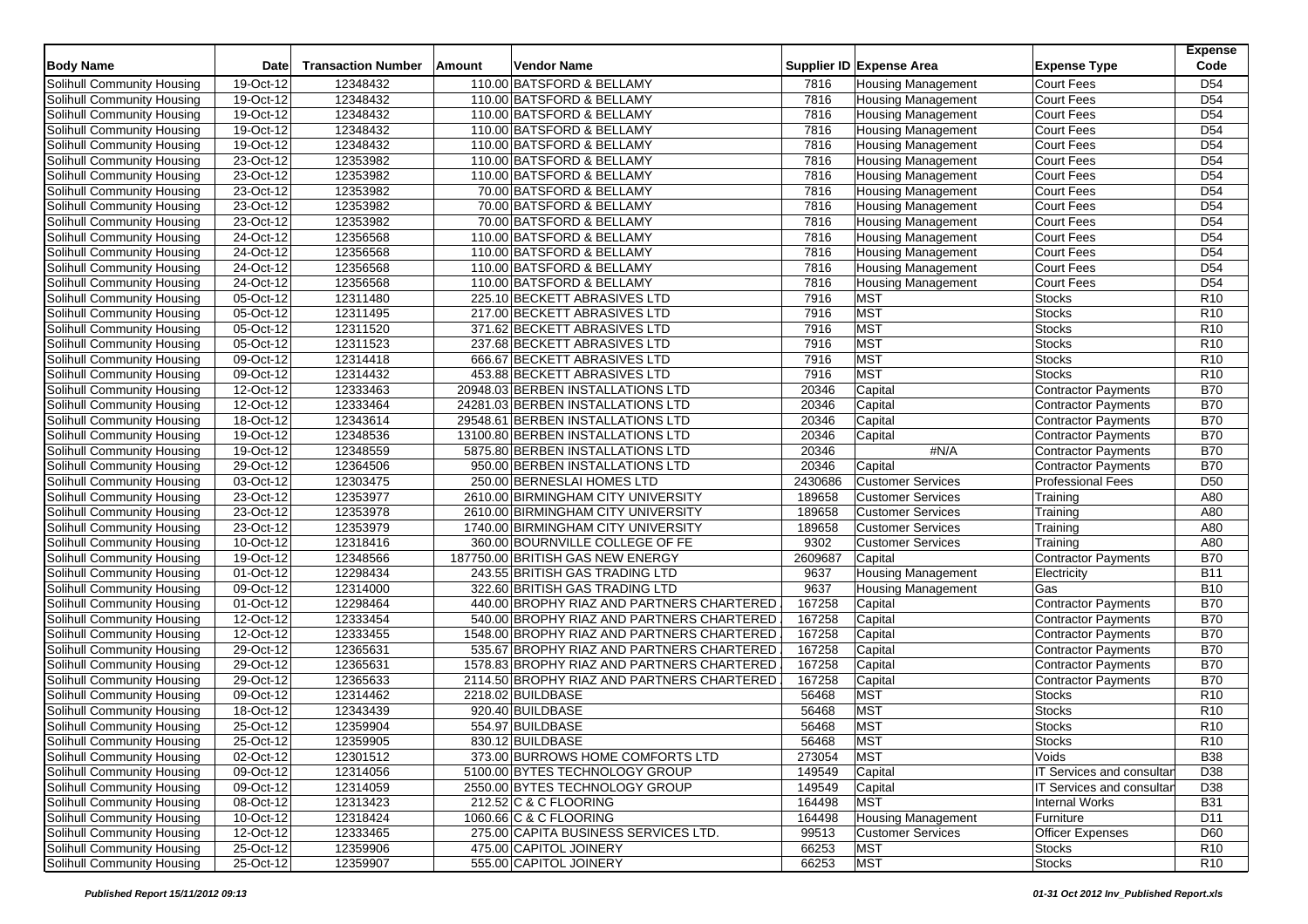| Body Name | Date | Transaction Number | Amount | Vendor Name | Supplier ID | Expense Area | Expense Type | Expense Code |
|---|---|---|---|---|---|---|---|---|
| Solihull Community Housing | 19-Oct-12 | 12348432 | 110.00 | BATSFORD & BELLAMY | 7816 | Housing Management | Court Fees | D54 |
| Solihull Community Housing | 19-Oct-12 | 12348432 | 110.00 | BATSFORD & BELLAMY | 7816 | Housing Management | Court Fees | D54 |
| Solihull Community Housing | 19-Oct-12 | 12348432 | 110.00 | BATSFORD & BELLAMY | 7816 | Housing Management | Court Fees | D54 |
| Solihull Community Housing | 19-Oct-12 | 12348432 | 110.00 | BATSFORD & BELLAMY | 7816 | Housing Management | Court Fees | D54 |
| Solihull Community Housing | 19-Oct-12 | 12348432 | 110.00 | BATSFORD & BELLAMY | 7816 | Housing Management | Court Fees | D54 |
| Solihull Community Housing | 23-Oct-12 | 12353982 | 110.00 | BATSFORD & BELLAMY | 7816 | Housing Management | Court Fees | D54 |
| Solihull Community Housing | 23-Oct-12 | 12353982 | 110.00 | BATSFORD & BELLAMY | 7816 | Housing Management | Court Fees | D54 |
| Solihull Community Housing | 23-Oct-12 | 12353982 | 70.00 | BATSFORD & BELLAMY | 7816 | Housing Management | Court Fees | D54 |
| Solihull Community Housing | 23-Oct-12 | 12353982 | 70.00 | BATSFORD & BELLAMY | 7816 | Housing Management | Court Fees | D54 |
| Solihull Community Housing | 23-Oct-12 | 12353982 | 70.00 | BATSFORD & BELLAMY | 7816 | Housing Management | Court Fees | D54 |
| Solihull Community Housing | 24-Oct-12 | 12356568 | 110.00 | BATSFORD & BELLAMY | 7816 | Housing Management | Court Fees | D54 |
| Solihull Community Housing | 24-Oct-12 | 12356568 | 110.00 | BATSFORD & BELLAMY | 7816 | Housing Management | Court Fees | D54 |
| Solihull Community Housing | 24-Oct-12 | 12356568 | 110.00 | BATSFORD & BELLAMY | 7816 | Housing Management | Court Fees | D54 |
| Solihull Community Housing | 24-Oct-12 | 12356568 | 110.00 | BATSFORD & BELLAMY | 7816 | Housing Management | Court Fees | D54 |
| Solihull Community Housing | 05-Oct-12 | 12311480 | 225.10 | BECKETT ABRASIVES LTD | 7916 | MST | Stocks | R10 |
| Solihull Community Housing | 05-Oct-12 | 12311495 | 217.00 | BECKETT ABRASIVES LTD | 7916 | MST | Stocks | R10 |
| Solihull Community Housing | 05-Oct-12 | 12311520 | 371.62 | BECKETT ABRASIVES LTD | 7916 | MST | Stocks | R10 |
| Solihull Community Housing | 05-Oct-12 | 12311523 | 237.68 | BECKETT ABRASIVES LTD | 7916 | MST | Stocks | R10 |
| Solihull Community Housing | 09-Oct-12 | 12314418 | 666.67 | BECKETT ABRASIVES LTD | 7916 | MST | Stocks | R10 |
| Solihull Community Housing | 09-Oct-12 | 12314432 | 453.88 | BECKETT ABRASIVES LTD | 7916 | MST | Stocks | R10 |
| Solihull Community Housing | 12-Oct-12 | 12333463 | 20948.03 | BERBEN INSTALLATIONS LTD | 20346 | Capital | Contractor Payments | B70 |
| Solihull Community Housing | 12-Oct-12 | 12333464 | 24281.03 | BERBEN INSTALLATIONS LTD | 20346 | Capital | Contractor Payments | B70 |
| Solihull Community Housing | 18-Oct-12 | 12343614 | 29548.61 | BERBEN INSTALLATIONS LTD | 20346 | Capital | Contractor Payments | B70 |
| Solihull Community Housing | 19-Oct-12 | 12348536 | 13100.80 | BERBEN INSTALLATIONS LTD | 20346 | Capital | Contractor Payments | B70 |
| Solihull Community Housing | 19-Oct-12 | 12348559 | 5875.80 | BERBEN INSTALLATIONS LTD | 20346 | #N/A | Contractor Payments | B70 |
| Solihull Community Housing | 29-Oct-12 | 12364506 | 950.00 | BERBEN INSTALLATIONS LTD | 20346 | Capital | Contractor Payments | B70 |
| Solihull Community Housing | 03-Oct-12 | 12303475 | 250.00 | BERNESLAI HOMES LTD | 2430686 | Customer Services | Professional Fees | D50 |
| Solihull Community Housing | 23-Oct-12 | 12353977 | 2610.00 | BIRMINGHAM CITY UNIVERSITY | 189658 | Customer Services | Training | A80 |
| Solihull Community Housing | 23-Oct-12 | 12353978 | 2610.00 | BIRMINGHAM CITY UNIVERSITY | 189658 | Customer Services | Training | A80 |
| Solihull Community Housing | 23-Oct-12 | 12353979 | 1740.00 | BIRMINGHAM CITY UNIVERSITY | 189658 | Customer Services | Training | A80 |
| Solihull Community Housing | 10-Oct-12 | 12318416 | 360.00 | BOURNVILLE COLLEGE OF FE | 9302 | Customer Services | Training | A80 |
| Solihull Community Housing | 19-Oct-12 | 12348566 | 187750.00 | BRITISH GAS NEW ENERGY | 2609687 | Capital | Contractor Payments | B70 |
| Solihull Community Housing | 01-Oct-12 | 12298434 | 243.55 | BRITISH GAS TRADING LTD | 9637 | Housing Management | Electricity | B11 |
| Solihull Community Housing | 09-Oct-12 | 12314000 | 322.60 | BRITISH GAS TRADING LTD | 9637 | Housing Management | Gas | B10 |
| Solihull Community Housing | 01-Oct-12 | 12298464 | 440.00 | BROPHY RIAZ AND PARTNERS CHARTERED | 167258 | Capital | Contractor Payments | B70 |
| Solihull Community Housing | 12-Oct-12 | 12333454 | 540.00 | BROPHY RIAZ AND PARTNERS CHARTERED | 167258 | Capital | Contractor Payments | B70 |
| Solihull Community Housing | 12-Oct-12 | 12333455 | 1548.00 | BROPHY RIAZ AND PARTNERS CHARTERED | 167258 | Capital | Contractor Payments | B70 |
| Solihull Community Housing | 29-Oct-12 | 12365631 | 535.67 | BROPHY RIAZ AND PARTNERS CHARTERED | 167258 | Capital | Contractor Payments | B70 |
| Solihull Community Housing | 29-Oct-12 | 12365631 | 1578.83 | BROPHY RIAZ AND PARTNERS CHARTERED | 167258 | Capital | Contractor Payments | B70 |
| Solihull Community Housing | 29-Oct-12 | 12365633 | 2114.50 | BROPHY RIAZ AND PARTNERS CHARTERED | 167258 | Capital | Contractor Payments | B70 |
| Solihull Community Housing | 09-Oct-12 | 12314462 | 2218.02 | BUILDBASE | 56468 | MST | Stocks | R10 |
| Solihull Community Housing | 18-Oct-12 | 12343439 | 920.40 | BUILDBASE | 56468 | MST | Stocks | R10 |
| Solihull Community Housing | 25-Oct-12 | 12359904 | 554.97 | BUILDBASE | 56468 | MST | Stocks | R10 |
| Solihull Community Housing | 25-Oct-12 | 12359905 | 830.12 | BUILDBASE | 56468 | MST | Stocks | R10 |
| Solihull Community Housing | 02-Oct-12 | 12301512 | 373.00 | BURROWS HOME COMFORTS LTD | 273054 | MST | Voids | B38 |
| Solihull Community Housing | 09-Oct-12 | 12314056 | 5100.00 | BYTES TECHNOLOGY GROUP | 149549 | Capital | IT Services and consultar | D38 |
| Solihull Community Housing | 09-Oct-12 | 12314059 | 2550.00 | BYTES TECHNOLOGY GROUP | 149549 | Capital | IT Services and consultar | D38 |
| Solihull Community Housing | 08-Oct-12 | 12313423 | 212.52 | C & C FLOORING | 164498 | MST | Internal Works | B31 |
| Solihull Community Housing | 10-Oct-12 | 12318424 | 1060.66 | C & C FLOORING | 164498 | Housing Management | Furniture | D11 |
| Solihull Community Housing | 12-Oct-12 | 12333465 | 275.00 | CAPITA BUSINESS SERVICES LTD. | 99513 | Customer Services | Officer Expenses | D60 |
| Solihull Community Housing | 25-Oct-12 | 12359906 | 475.00 | CAPITOL JOINERY | 66253 | MST | Stocks | R10 |
| Solihull Community Housing | 25-Oct-12 | 12359907 | 555.00 | CAPITOL JOINERY | 66253 | MST | Stocks | R10 |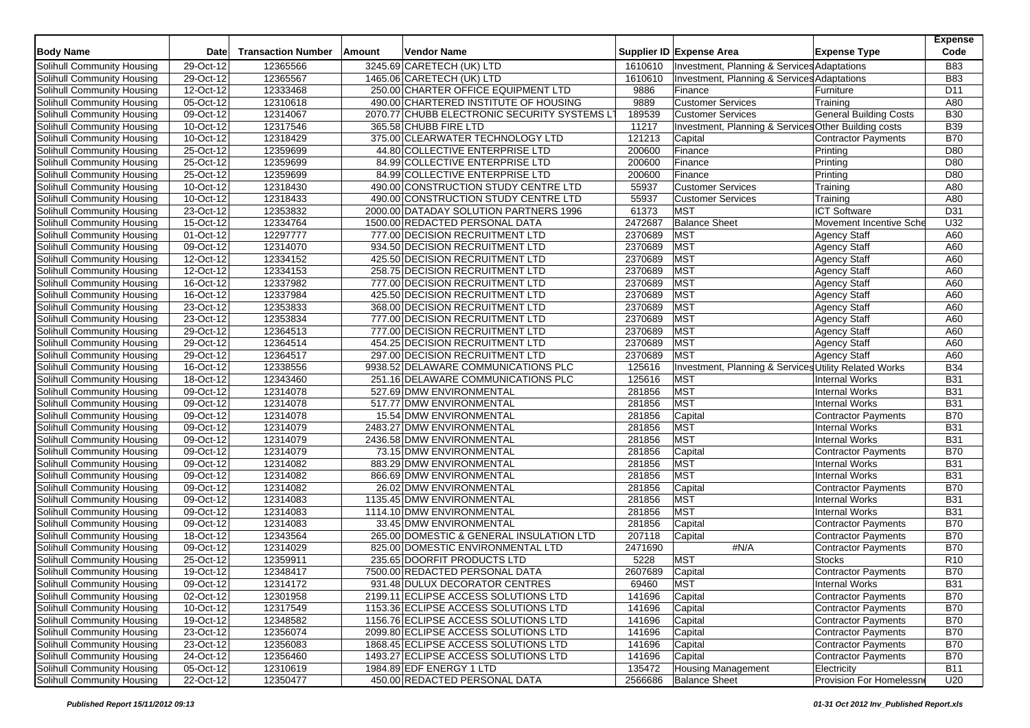| Body Name | Date | Transaction Number | Amount | Vendor Name | Supplier ID | Expense Area | Expense Type | Expense Code |
|---|---|---|---|---|---|---|---|---|
| Solihull Community Housing | 29-Oct-12 | 12365566 | 3245.69 | CARETECH (UK) LTD | 1610610 | Investment, Planning & Services | Adaptations | B83 |
| Solihull Community Housing | 29-Oct-12 | 12365567 | 1465.06 | CARETECH (UK) LTD | 1610610 | Investment, Planning & Services | Adaptations | B83 |
| Solihull Community Housing | 12-Oct-12 | 12333468 | 250.00 | CHARTER OFFICE EQUIPMENT LTD | 9886 | Finance | Furniture | D11 |
| Solihull Community Housing | 05-Oct-12 | 12310618 | 490.00 | CHARTERED INSTITUTE OF HOUSING | 9889 | Customer Services | Training | A80 |
| Solihull Community Housing | 09-Oct-12 | 12314067 | 2070.77 | CHUBB ELECTRONIC SECURITY SYSTEMS LT | 189539 | Customer Services | General Building Costs | B30 |
| Solihull Community Housing | 10-Oct-12 | 12317546 | 365.58 | CHUBB FIRE LTD | 11217 | Investment, Planning & Services | Other Building costs | B39 |
| Solihull Community Housing | 10-Oct-12 | 12318429 | 375.00 | CLEARWATER TECHNOLOGY LTD | 121213 | Capital | Contractor Payments | B70 |
| Solihull Community Housing | 25-Oct-12 | 12359699 | 44.80 | COLLECTIVE ENTERPRISE LTD | 200600 | Finance | Printing | D80 |
| Solihull Community Housing | 25-Oct-12 | 12359699 | 84.99 | COLLECTIVE ENTERPRISE LTD | 200600 | Finance | Printing | D80 |
| Solihull Community Housing | 25-Oct-12 | 12359699 | 84.99 | COLLECTIVE ENTERPRISE LTD | 200600 | Finance | Printing | D80 |
| Solihull Community Housing | 10-Oct-12 | 12318430 | 490.00 | CONSTRUCTION STUDY CENTRE LTD | 55937 | Customer Services | Training | A80 |
| Solihull Community Housing | 10-Oct-12 | 12318433 | 490.00 | CONSTRUCTION STUDY CENTRE LTD | 55937 | Customer Services | Training | A80 |
| Solihull Community Housing | 23-Oct-12 | 12353832 | 2000.00 | DATADAY SOLUTION PARTNERS 1996 | 61373 | MST | ICT Software | D31 |
| Solihull Community Housing | 15-Oct-12 | 12334764 | 1500.00 | REDACTED PERSONAL DATA | 2472687 | Balance Sheet | Movement Incentive Sche | U32 |
| Solihull Community Housing | 01-Oct-12 | 12297777 | 777.00 | DECISION RECRUITMENT LTD | 2370689 | MST | Agency Staff | A60 |
| Solihull Community Housing | 09-Oct-12 | 12314070 | 934.50 | DECISION RECRUITMENT LTD | 2370689 | MST | Agency Staff | A60 |
| Solihull Community Housing | 12-Oct-12 | 12334152 | 425.50 | DECISION RECRUITMENT LTD | 2370689 | MST | Agency Staff | A60 |
| Solihull Community Housing | 12-Oct-12 | 12334153 | 258.75 | DECISION RECRUITMENT LTD | 2370689 | MST | Agency Staff | A60 |
| Solihull Community Housing | 16-Oct-12 | 12337982 | 777.00 | DECISION RECRUITMENT LTD | 2370689 | MST | Agency Staff | A60 |
| Solihull Community Housing | 16-Oct-12 | 12337984 | 425.50 | DECISION RECRUITMENT LTD | 2370689 | MST | Agency Staff | A60 |
| Solihull Community Housing | 23-Oct-12 | 12353833 | 368.00 | DECISION RECRUITMENT LTD | 2370689 | MST | Agency Staff | A60 |
| Solihull Community Housing | 23-Oct-12 | 12353834 | 777.00 | DECISION RECRUITMENT LTD | 2370689 | MST | Agency Staff | A60 |
| Solihull Community Housing | 29-Oct-12 | 12364513 | 777.00 | DECISION RECRUITMENT LTD | 2370689 | MST | Agency Staff | A60 |
| Solihull Community Housing | 29-Oct-12 | 12364514 | 454.25 | DECISION RECRUITMENT LTD | 2370689 | MST | Agency Staff | A60 |
| Solihull Community Housing | 29-Oct-12 | 12364517 | 297.00 | DECISION RECRUITMENT LTD | 2370689 | MST | Agency Staff | A60 |
| Solihull Community Housing | 16-Oct-12 | 12338556 | 9938.52 | DELAWARE COMMUNICATIONS PLC | 125616 | Investment, Planning & Services | Utility Related Works | B34 |
| Solihull Community Housing | 18-Oct-12 | 12343460 | 251.16 | DELAWARE COMMUNICATIONS PLC | 125616 | MST | Internal Works | B31 |
| Solihull Community Housing | 09-Oct-12 | 12314078 | 527.69 | DMW ENVIRONMENTAL | 281856 | MST | Internal Works | B31 |
| Solihull Community Housing | 09-Oct-12 | 12314078 | 517.77 | DMW ENVIRONMENTAL | 281856 | MST | Internal Works | B31 |
| Solihull Community Housing | 09-Oct-12 | 12314078 | 15.54 | DMW ENVIRONMENTAL | 281856 | Capital | Contractor Payments | B70 |
| Solihull Community Housing | 09-Oct-12 | 12314079 | 2483.27 | DMW ENVIRONMENTAL | 281856 | MST | Internal Works | B31 |
| Solihull Community Housing | 09-Oct-12 | 12314079 | 2436.58 | DMW ENVIRONMENTAL | 281856 | MST | Internal Works | B31 |
| Solihull Community Housing | 09-Oct-12 | 12314079 | 73.15 | DMW ENVIRONMENTAL | 281856 | Capital | Contractor Payments | B70 |
| Solihull Community Housing | 09-Oct-12 | 12314082 | 883.29 | DMW ENVIRONMENTAL | 281856 | MST | Internal Works | B31 |
| Solihull Community Housing | 09-Oct-12 | 12314082 | 866.69 | DMW ENVIRONMENTAL | 281856 | MST | Internal Works | B31 |
| Solihull Community Housing | 09-Oct-12 | 12314082 | 26.02 | DMW ENVIRONMENTAL | 281856 | Capital | Contractor Payments | B70 |
| Solihull Community Housing | 09-Oct-12 | 12314083 | 1135.45 | DMW ENVIRONMENTAL | 281856 | MST | Internal Works | B31 |
| Solihull Community Housing | 09-Oct-12 | 12314083 | 1114.10 | DMW ENVIRONMENTAL | 281856 | MST | Internal Works | B31 |
| Solihull Community Housing | 09-Oct-12 | 12314083 | 33.45 | DMW ENVIRONMENTAL | 281856 | Capital | Contractor Payments | B70 |
| Solihull Community Housing | 18-Oct-12 | 12343564 | 265.00 | DOMESTIC & GENERAL INSULATION LTD | 207118 | Capital | Contractor Payments | B70 |
| Solihull Community Housing | 09-Oct-12 | 12314029 | 825.00 | DOMESTIC ENVIRONMENTAL LTD | 2471690 | #N/A | Contractor Payments | B70 |
| Solihull Community Housing | 25-Oct-12 | 12359911 | 235.65 | DOORFIT PRODUCTS LTD | 5228 | MST | Stocks | R10 |
| Solihull Community Housing | 19-Oct-12 | 12348417 | 7500.00 | REDACTED PERSONAL DATA | 2607689 | Capital | Contractor Payments | B70 |
| Solihull Community Housing | 09-Oct-12 | 12314172 | 931.48 | DULUX DECORATOR CENTRES | 69460 | MST | Internal Works | B31 |
| Solihull Community Housing | 02-Oct-12 | 12301958 | 2199.11 | ECLIPSE ACCESS SOLUTIONS LTD | 141696 | Capital | Contractor Payments | B70 |
| Solihull Community Housing | 10-Oct-12 | 12317549 | 1153.36 | ECLIPSE ACCESS SOLUTIONS LTD | 141696 | Capital | Contractor Payments | B70 |
| Solihull Community Housing | 19-Oct-12 | 12348582 | 1156.76 | ECLIPSE ACCESS SOLUTIONS LTD | 141696 | Capital | Contractor Payments | B70 |
| Solihull Community Housing | 23-Oct-12 | 12356074 | 2099.80 | ECLIPSE ACCESS SOLUTIONS LTD | 141696 | Capital | Contractor Payments | B70 |
| Solihull Community Housing | 23-Oct-12 | 12356083 | 1868.45 | ECLIPSE ACCESS SOLUTIONS LTD | 141696 | Capital | Contractor Payments | B70 |
| Solihull Community Housing | 24-Oct-12 | 12356460 | 1493.27 | ECLIPSE ACCESS SOLUTIONS LTD | 141696 | Capital | Contractor Payments | B70 |
| Solihull Community Housing | 05-Oct-12 | 12310619 | 1984.89 | EDF ENERGY 1 LTD | 135472 | Housing Management | Electricity | B11 |
| Solihull Community Housing | 22-Oct-12 | 12350477 | 450.00 | REDACTED PERSONAL DATA | 2566686 | Balance Sheet | Provision For Homelessn | U20 |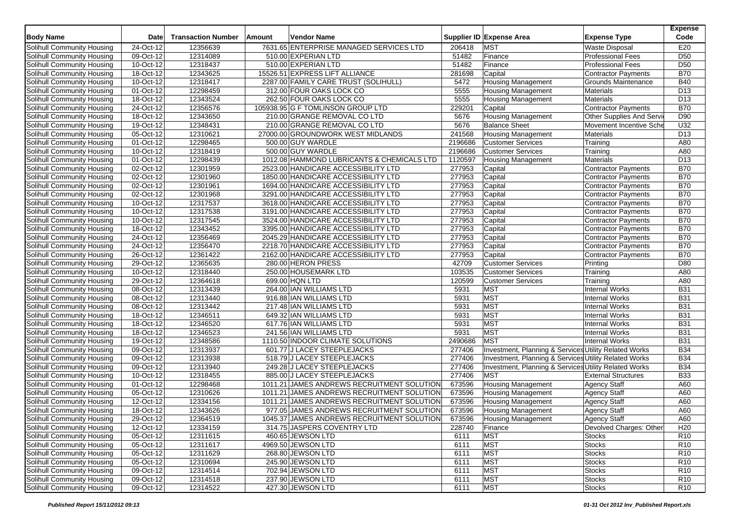| Body Name | Date | Transaction Number | Amount | Vendor Name | Supplier ID | Expense Area | Expense Type | Expense Code |
|---|---|---|---|---|---|---|---|---|
| Solihull Community Housing | 24-Oct-12 | 12356639 | 7631.65 | ENTERPRISE MANAGED SERVICES LTD | 206418 | MST | Waste Disposal | E20 |
| Solihull Community Housing | 09-Oct-12 | 12314089 | 510.00 | EXPERIAN LTD | 51482 | Finance | Professional Fees | D50 |
| Solihull Community Housing | 10-Oct-12 | 12318437 | 510.00 | EXPERIAN LTD | 51482 | Finance | Professional Fees | D50 |
| Solihull Community Housing | 18-Oct-12 | 12343625 | 15526.51 | EXPRESS LIFT ALLIANCE | 281698 | Capital | Contractor Payments | B70 |
| Solihull Community Housing | 10-Oct-12 | 12318417 | 2287.00 | FAMILY CARE TRUST (SOLIHULL) | 5472 | Housing Management | Grounds Maintenance | B40 |
| Solihull Community Housing | 01-Oct-12 | 12298459 | 312.00 | FOUR OAKS LOCK CO | 5555 | Housing Management | Materials | D13 |
| Solihull Community Housing | 18-Oct-12 | 12343524 | 262.50 | FOUR OAKS LOCK CO | 5555 | Housing Management | Materials | D13 |
| Solihull Community Housing | 24-Oct-12 | 12356576 | 105938.95 | G F TOMLINSON GROUP LTD | 229201 | Capital | Contractor Payments | B70 |
| Solihull Community Housing | 18-Oct-12 | 12343650 | 210.00 | GRANGE REMOVAL CO LTD | 5676 | Housing Management | Other Supplies And Servi | D90 |
| Solihull Community Housing | 19-Oct-12 | 12348431 | 210.00 | GRANGE REMOVAL CO LTD | 5676 | Balance Sheet | Movement Incentive Sche | U32 |
| Solihull Community Housing | 05-Oct-12 | 12310621 | 27000.00 | GROUNDWORK WEST MIDLANDS | 241568 | Housing Management | Materials | D13 |
| Solihull Community Housing | 01-Oct-12 | 12298465 | 500.00 | GUY WARDLE | 2196686 | Customer Services | Training | A80 |
| Solihull Community Housing | 10-Oct-12 | 12318419 | 500.00 | GUY WARDLE | 2196686 | Customer Services | Training | A80 |
| Solihull Community Housing | 01-Oct-12 | 12298439 | 1012.08 | HAMMOND LUBRICANTS & CHEMICALS LTD | 1120597 | Housing Management | Materials | D13 |
| Solihull Community Housing | 02-Oct-12 | 12301959 | 2523.00 | HANDICARE ACCESSIBILITY LTD | 277953 | Capital | Contractor Payments | B70 |
| Solihull Community Housing | 02-Oct-12 | 12301960 | 1850.00 | HANDICARE ACCESSIBILITY LTD | 277953 | Capital | Contractor Payments | B70 |
| Solihull Community Housing | 02-Oct-12 | 12301961 | 1694.00 | HANDICARE ACCESSIBILITY LTD | 277953 | Capital | Contractor Payments | B70 |
| Solihull Community Housing | 02-Oct-12 | 12301968 | 3291.00 | HANDICARE ACCESSIBILITY LTD | 277953 | Capital | Contractor Payments | B70 |
| Solihull Community Housing | 10-Oct-12 | 12317537 | 3618.00 | HANDICARE ACCESSIBILITY LTD | 277953 | Capital | Contractor Payments | B70 |
| Solihull Community Housing | 10-Oct-12 | 12317538 | 3191.00 | HANDICARE ACCESSIBILITY LTD | 277953 | Capital | Contractor Payments | B70 |
| Solihull Community Housing | 10-Oct-12 | 12317545 | 3524.00 | HANDICARE ACCESSIBILITY LTD | 277953 | Capital | Contractor Payments | B70 |
| Solihull Community Housing | 18-Oct-12 | 12343452 | 3395.00 | HANDICARE ACCESSIBILITY LTD | 277953 | Capital | Contractor Payments | B70 |
| Solihull Community Housing | 24-Oct-12 | 12356469 | 2045.29 | HANDICARE ACCESSIBILITY LTD | 277953 | Capital | Contractor Payments | B70 |
| Solihull Community Housing | 24-Oct-12 | 12356470 | 2218.70 | HANDICARE ACCESSIBILITY LTD | 277953 | Capital | Contractor Payments | B70 |
| Solihull Community Housing | 26-Oct-12 | 12361422 | 2162.00 | HANDICARE ACCESSIBILITY LTD | 277953 | Capital | Contractor Payments | B70 |
| Solihull Community Housing | 29-Oct-12 | 12365635 | 280.00 | HERON PRESS | 42709 | Customer Services | Printing | D80 |
| Solihull Community Housing | 10-Oct-12 | 12318440 | 250.00 | HOUSEMARK LTD | 103535 | Customer Services | Training | A80 |
| Solihull Community Housing | 29-Oct-12 | 12364618 | 699.00 | HQN LTD | 120599 | Customer Services | Training | A80 |
| Solihull Community Housing | 08-Oct-12 | 12313439 | 264.00 | IAN WILLIAMS LTD | 5931 | MST | Internal Works | B31 |
| Solihull Community Housing | 08-Oct-12 | 12313440 | 916.88 | IAN WILLIAMS LTD | 5931 | MST | Internal Works | B31 |
| Solihull Community Housing | 08-Oct-12 | 12313442 | 217.48 | IAN WILLIAMS LTD | 5931 | MST | Internal Works | B31 |
| Solihull Community Housing | 18-Oct-12 | 12346511 | 649.32 | IAN WILLIAMS LTD | 5931 | MST | Internal Works | B31 |
| Solihull Community Housing | 18-Oct-12 | 12346520 | 617.76 | IAN WILLIAMS LTD | 5931 | MST | Internal Works | B31 |
| Solihull Community Housing | 18-Oct-12 | 12346523 | 241.56 | IAN WILLIAMS LTD | 5931 | MST | Internal Works | B31 |
| Solihull Community Housing | 19-Oct-12 | 12348586 | 1110.50 | INDOOR CLIMATE SOLUTIONS | 2490686 | MST | Internal Works | B31 |
| Solihull Community Housing | 09-Oct-12 | 12313937 | 601.77 | J LACEY STEEPLEJACKS | 277406 | Investment, Planning & Services | Utility Related Works | B34 |
| Solihull Community Housing | 09-Oct-12 | 12313938 | 518.79 | J LACEY STEEPLEJACKS | 277406 | Investment, Planning & Services | Utility Related Works | B34 |
| Solihull Community Housing | 09-Oct-12 | 12313940 | 249.28 | J LACEY STEEPLEJACKS | 277406 | Investment, Planning & Services | Utility Related Works | B34 |
| Solihull Community Housing | 10-Oct-12 | 12318455 | 885.00 | J LACEY STEEPLEJACKS | 277406 | MST | External Structures | B33 |
| Solihull Community Housing | 01-Oct-12 | 12298468 | 1011.21 | JAMES ANDREWS RECRUITMENT SOLUTION | 673596 | Housing Management | Agency Staff | A60 |
| Solihull Community Housing | 05-Oct-12 | 12310626 | 1011.21 | JAMES ANDREWS RECRUITMENT SOLUTION | 673596 | Housing Management | Agency Staff | A60 |
| Solihull Community Housing | 12-Oct-12 | 12334156 | 1011.21 | JAMES ANDREWS RECRUITMENT SOLUTION | 673596 | Housing Management | Agency Staff | A60 |
| Solihull Community Housing | 18-Oct-12 | 12343626 | 977.05 | JAMES ANDREWS RECRUITMENT SOLUTION | 673596 | Housing Management | Agency Staff | A60 |
| Solihull Community Housing | 29-Oct-12 | 12364519 | 1045.37 | JAMES ANDREWS RECRUITMENT SOLUTION | 673596 | Housing Management | Agency Staff | A60 |
| Solihull Community Housing | 12-Oct-12 | 12334159 | 314.75 | JASPERS COVENTRY LTD | 228740 | Finance | Devolved Charges: Other | H20 |
| Solihull Community Housing | 05-Oct-12 | 12311615 | 460.65 | JEWSON LTD | 6111 | MST | Stocks | R10 |
| Solihull Community Housing | 05-Oct-12 | 12311617 | 4969.50 | JEWSON LTD | 6111 | MST | Stocks | R10 |
| Solihull Community Housing | 05-Oct-12 | 12311629 | 268.80 | JEWSON LTD | 6111 | MST | Stocks | R10 |
| Solihull Community Housing | 05-Oct-12 | 12310694 | 245.90 | JEWSON LTD | 6111 | MST | Stocks | R10 |
| Solihull Community Housing | 09-Oct-12 | 12314514 | 702.94 | JEWSON LTD | 6111 | MST | Stocks | R10 |
| Solihull Community Housing | 09-Oct-12 | 12314518 | 237.90 | JEWSON LTD | 6111 | MST | Stocks | R10 |
| Solihull Community Housing | 09-Oct-12 | 12314522 | 427.30 | JEWSON LTD | 6111 | MST | Stocks | R10 |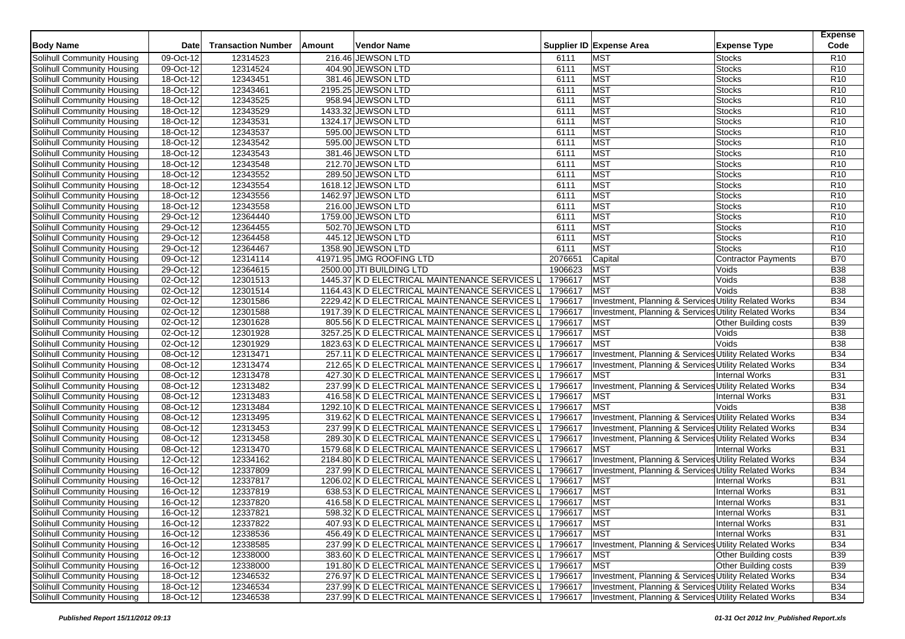| Body Name | Date | Transaction Number | Amount | Vendor Name | Supplier ID | Expense Area | Expense Type | Expense Code |
|---|---|---|---|---|---|---|---|---|
| Solihull Community Housing | 09-Oct-12 | 12314523 | 216.46 | JEWSON LTD | 6111 | MST | Stocks | R10 |
| Solihull Community Housing | 09-Oct-12 | 12314524 | 404.90 | JEWSON LTD | 6111 | MST | Stocks | R10 |
| Solihull Community Housing | 18-Oct-12 | 12343451 | 381.46 | JEWSON LTD | 6111 | MST | Stocks | R10 |
| Solihull Community Housing | 18-Oct-12 | 12343461 | 2195.25 | JEWSON LTD | 6111 | MST | Stocks | R10 |
| Solihull Community Housing | 18-Oct-12 | 12343525 | 958.94 | JEWSON LTD | 6111 | MST | Stocks | R10 |
| Solihull Community Housing | 18-Oct-12 | 12343529 | 1433.32 | JEWSON LTD | 6111 | MST | Stocks | R10 |
| Solihull Community Housing | 18-Oct-12 | 12343531 | 1324.17 | JEWSON LTD | 6111 | MST | Stocks | R10 |
| Solihull Community Housing | 18-Oct-12 | 12343537 | 595.00 | JEWSON LTD | 6111 | MST | Stocks | R10 |
| Solihull Community Housing | 18-Oct-12 | 12343542 | 595.00 | JEWSON LTD | 6111 | MST | Stocks | R10 |
| Solihull Community Housing | 18-Oct-12 | 12343543 | 381.46 | JEWSON LTD | 6111 | MST | Stocks | R10 |
| Solihull Community Housing | 18-Oct-12 | 12343548 | 212.70 | JEWSON LTD | 6111 | MST | Stocks | R10 |
| Solihull Community Housing | 18-Oct-12 | 12343552 | 289.50 | JEWSON LTD | 6111 | MST | Stocks | R10 |
| Solihull Community Housing | 18-Oct-12 | 12343554 | 1618.12 | JEWSON LTD | 6111 | MST | Stocks | R10 |
| Solihull Community Housing | 18-Oct-12 | 12343556 | 1462.97 | JEWSON LTD | 6111 | MST | Stocks | R10 |
| Solihull Community Housing | 18-Oct-12 | 12343558 | 216.00 | JEWSON LTD | 6111 | MST | Stocks | R10 |
| Solihull Community Housing | 29-Oct-12 | 12364440 | 1759.00 | JEWSON LTD | 6111 | MST | Stocks | R10 |
| Solihull Community Housing | 29-Oct-12 | 12364455 | 502.70 | JEWSON LTD | 6111 | MST | Stocks | R10 |
| Solihull Community Housing | 29-Oct-12 | 12364458 | 445.12 | JEWSON LTD | 6111 | MST | Stocks | R10 |
| Solihull Community Housing | 29-Oct-12 | 12364467 | 1358.90 | JEWSON LTD | 6111 | MST | Stocks | R10 |
| Solihull Community Housing | 09-Oct-12 | 12314114 | 41971.95 | JMG ROOFING LTD | 2076651 | Capital | Contractor Payments | B70 |
| Solihull Community Housing | 29-Oct-12 | 12364615 | 2500.00 | JTI BUILDING LTD | 1906623 | MST | Voids | B38 |
| Solihull Community Housing | 02-Oct-12 | 12301513 | 1445.37 | K D ELECTRICAL MAINTENANCE SERVICES L | 1796617 | MST | Voids | B38 |
| Solihull Community Housing | 02-Oct-12 | 12301514 | 1164.43 | K D ELECTRICAL MAINTENANCE SERVICES L | 1796617 | MST | Voids | B38 |
| Solihull Community Housing | 02-Oct-12 | 12301586 | 2229.42 | K D ELECTRICAL MAINTENANCE SERVICES L | 1796617 | Investment, Planning & Services | Utility Related Works | B34 |
| Solihull Community Housing | 02-Oct-12 | 12301588 | 1917.39 | K D ELECTRICAL MAINTENANCE SERVICES L | 1796617 | Investment, Planning & Services | Utility Related Works | B34 |
| Solihull Community Housing | 02-Oct-12 | 12301628 | 805.56 | K D ELECTRICAL MAINTENANCE SERVICES L | 1796617 | MST | Other Building costs | B39 |
| Solihull Community Housing | 02-Oct-12 | 12301928 | 3257.25 | K D ELECTRICAL MAINTENANCE SERVICES L | 1796617 | MST | Voids | B38 |
| Solihull Community Housing | 02-Oct-12 | 12301929 | 1823.63 | K D ELECTRICAL MAINTENANCE SERVICES L | 1796617 | MST | Voids | B38 |
| Solihull Community Housing | 08-Oct-12 | 12313471 | 257.11 | K D ELECTRICAL MAINTENANCE SERVICES L | 1796617 | Investment, Planning & Services | Utility Related Works | B34 |
| Solihull Community Housing | 08-Oct-12 | 12313474 | 212.65 | K D ELECTRICAL MAINTENANCE SERVICES L | 1796617 | Investment, Planning & Services | Utility Related Works | B34 |
| Solihull Community Housing | 08-Oct-12 | 12313478 | 427.30 | K D ELECTRICAL MAINTENANCE SERVICES L | 1796617 | MST | Internal Works | B31 |
| Solihull Community Housing | 08-Oct-12 | 12313482 | 237.99 | K D ELECTRICAL MAINTENANCE SERVICES L | 1796617 | Investment, Planning & Services | Utility Related Works | B34 |
| Solihull Community Housing | 08-Oct-12 | 12313483 | 416.58 | K D ELECTRICAL MAINTENANCE SERVICES L | 1796617 | MST | Internal Works | B31 |
| Solihull Community Housing | 08-Oct-12 | 12313484 | 1292.10 | K D ELECTRICAL MAINTENANCE SERVICES L | 1796617 | MST | Voids | B38 |
| Solihull Community Housing | 08-Oct-12 | 12313495 | 319.62 | K D ELECTRICAL MAINTENANCE SERVICES L | 1796617 | Investment, Planning & Services | Utility Related Works | B34 |
| Solihull Community Housing | 08-Oct-12 | 12313453 | 237.99 | K D ELECTRICAL MAINTENANCE SERVICES L | 1796617 | Investment, Planning & Services | Utility Related Works | B34 |
| Solihull Community Housing | 08-Oct-12 | 12313458 | 289.30 | K D ELECTRICAL MAINTENANCE SERVICES L | 1796617 | Investment, Planning & Services | Utility Related Works | B34 |
| Solihull Community Housing | 08-Oct-12 | 12313470 | 1579.68 | K D ELECTRICAL MAINTENANCE SERVICES L | 1796617 | MST | Internal Works | B31 |
| Solihull Community Housing | 12-Oct-12 | 12334162 | 2184.80 | K D ELECTRICAL MAINTENANCE SERVICES L | 1796617 | Investment, Planning & Services | Utility Related Works | B34 |
| Solihull Community Housing | 16-Oct-12 | 12337809 | 237.99 | K D ELECTRICAL MAINTENANCE SERVICES L | 1796617 | Investment, Planning & Services | Utility Related Works | B34 |
| Solihull Community Housing | 16-Oct-12 | 12337817 | 1206.02 | K D ELECTRICAL MAINTENANCE SERVICES L | 1796617 | MST | Internal Works | B31 |
| Solihull Community Housing | 16-Oct-12 | 12337819 | 638.53 | K D ELECTRICAL MAINTENANCE SERVICES L | 1796617 | MST | Internal Works | B31 |
| Solihull Community Housing | 16-Oct-12 | 12337820 | 416.58 | K D ELECTRICAL MAINTENANCE SERVICES L | 1796617 | MST | Internal Works | B31 |
| Solihull Community Housing | 16-Oct-12 | 12337821 | 598.32 | K D ELECTRICAL MAINTENANCE SERVICES L | 1796617 | MST | Internal Works | B31 |
| Solihull Community Housing | 16-Oct-12 | 12337822 | 407.93 | K D ELECTRICAL MAINTENANCE SERVICES L | 1796617 | MST | Internal Works | B31 |
| Solihull Community Housing | 16-Oct-12 | 12338536 | 456.49 | K D ELECTRICAL MAINTENANCE SERVICES L | 1796617 | MST | Internal Works | B31 |
| Solihull Community Housing | 16-Oct-12 | 12338585 | 237.99 | K D ELECTRICAL MAINTENANCE SERVICES L | 1796617 | Investment, Planning & Services | Utility Related Works | B34 |
| Solihull Community Housing | 16-Oct-12 | 12338000 | 383.60 | K D ELECTRICAL MAINTENANCE SERVICES L | 1796617 | MST | Other Building costs | B39 |
| Solihull Community Housing | 16-Oct-12 | 12338000 | 191.80 | K D ELECTRICAL MAINTENANCE SERVICES L | 1796617 | MST | Other Building costs | B39 |
| Solihull Community Housing | 18-Oct-12 | 12346532 | 276.97 | K D ELECTRICAL MAINTENANCE SERVICES L | 1796617 | Investment, Planning & Services | Utility Related Works | B34 |
| Solihull Community Housing | 18-Oct-12 | 12346534 | 237.99 | K D ELECTRICAL MAINTENANCE SERVICES L | 1796617 | Investment, Planning & Services | Utility Related Works | B34 |
| Solihull Community Housing | 18-Oct-12 | 12346538 | 237.99 | K D ELECTRICAL MAINTENANCE SERVICES L | 1796617 | Investment, Planning & Services | Utility Related Works | B34 |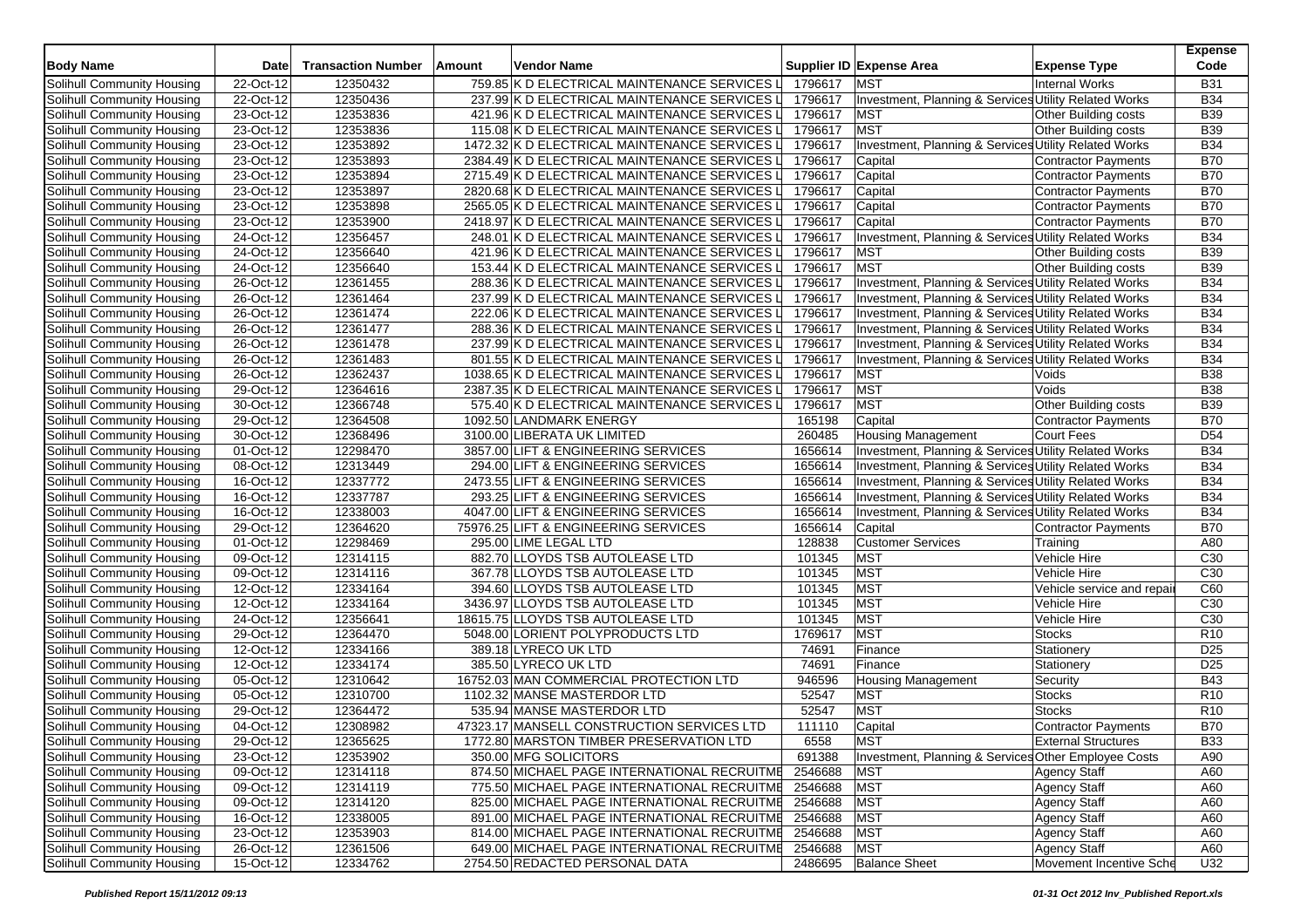| Body Name | Date | Transaction Number | Amount | Vendor Name | Supplier ID | Expense Area | Expense Type | Expense Code |
|---|---|---|---|---|---|---|---|---|
| Solihull Community Housing | 22-Oct-12 | 12350432 | 759.85 | K D ELECTRICAL MAINTENANCE SERVICES L | 1796617 | MST | Internal Works | B31 |
| Solihull Community Housing | 22-Oct-12 | 12350436 | 237.99 | K D ELECTRICAL MAINTENANCE SERVICES L | 1796617 | Investment, Planning & Services | Utility Related Works | B34 |
| Solihull Community Housing | 23-Oct-12 | 12353836 | 421.96 | K D ELECTRICAL MAINTENANCE SERVICES L | 1796617 | MST | Other Building costs | B39 |
| Solihull Community Housing | 23-Oct-12 | 12353836 | 115.08 | K D ELECTRICAL MAINTENANCE SERVICES L | 1796617 | MST | Other Building costs | B39 |
| Solihull Community Housing | 23-Oct-12 | 12353892 | 1472.32 | K D ELECTRICAL MAINTENANCE SERVICES L | 1796617 | Investment, Planning & Services | Utility Related Works | B34 |
| Solihull Community Housing | 23-Oct-12 | 12353893 | 2384.49 | K D ELECTRICAL MAINTENANCE SERVICES L | 1796617 | Capital | Contractor Payments | B70 |
| Solihull Community Housing | 23-Oct-12 | 12353894 | 2715.49 | K D ELECTRICAL MAINTENANCE SERVICES L | 1796617 | Capital | Contractor Payments | B70 |
| Solihull Community Housing | 23-Oct-12 | 12353897 | 2820.68 | K D ELECTRICAL MAINTENANCE SERVICES L | 1796617 | Capital | Contractor Payments | B70 |
| Solihull Community Housing | 23-Oct-12 | 12353898 | 2565.05 | K D ELECTRICAL MAINTENANCE SERVICES L | 1796617 | Capital | Contractor Payments | B70 |
| Solihull Community Housing | 23-Oct-12 | 12353900 | 2418.97 | K D ELECTRICAL MAINTENANCE SERVICES L | 1796617 | Capital | Contractor Payments | B70 |
| Solihull Community Housing | 24-Oct-12 | 12356457 | 248.01 | K D ELECTRICAL MAINTENANCE SERVICES L | 1796617 | Investment, Planning & Services | Utility Related Works | B34 |
| Solihull Community Housing | 24-Oct-12 | 12356640 | 421.96 | K D ELECTRICAL MAINTENANCE SERVICES L | 1796617 | MST | Other Building costs | B39 |
| Solihull Community Housing | 24-Oct-12 | 12356640 | 153.44 | K D ELECTRICAL MAINTENANCE SERVICES L | 1796617 | MST | Other Building costs | B39 |
| Solihull Community Housing | 26-Oct-12 | 12361455 | 288.36 | K D ELECTRICAL MAINTENANCE SERVICES L | 1796617 | Investment, Planning & Services | Utility Related Works | B34 |
| Solihull Community Housing | 26-Oct-12 | 12361464 | 237.99 | K D ELECTRICAL MAINTENANCE SERVICES L | 1796617 | Investment, Planning & Services | Utility Related Works | B34 |
| Solihull Community Housing | 26-Oct-12 | 12361474 | 222.06 | K D ELECTRICAL MAINTENANCE SERVICES L | 1796617 | Investment, Planning & Services | Utility Related Works | B34 |
| Solihull Community Housing | 26-Oct-12 | 12361477 | 288.36 | K D ELECTRICAL MAINTENANCE SERVICES L | 1796617 | Investment, Planning & Services | Utility Related Works | B34 |
| Solihull Community Housing | 26-Oct-12 | 12361478 | 237.99 | K D ELECTRICAL MAINTENANCE SERVICES L | 1796617 | Investment, Planning & Services | Utility Related Works | B34 |
| Solihull Community Housing | 26-Oct-12 | 12361483 | 801.55 | K D ELECTRICAL MAINTENANCE SERVICES L | 1796617 | Investment, Planning & Services | Utility Related Works | B34 |
| Solihull Community Housing | 26-Oct-12 | 12362437 | 1038.65 | K D ELECTRICAL MAINTENANCE SERVICES L | 1796617 | MST | Voids | B38 |
| Solihull Community Housing | 29-Oct-12 | 12364616 | 2387.35 | K D ELECTRICAL MAINTENANCE SERVICES L | 1796617 | MST | Voids | B38 |
| Solihull Community Housing | 30-Oct-12 | 12366748 | 575.40 | K D ELECTRICAL MAINTENANCE SERVICES L | 1796617 | MST | Other Building costs | B39 |
| Solihull Community Housing | 29-Oct-12 | 12364508 | 1092.50 | LANDMARK ENERGY | 165198 | Capital | Contractor Payments | B70 |
| Solihull Community Housing | 30-Oct-12 | 12368496 | 3100.00 | LIBERATA UK LIMITED | 260485 | Housing Management | Court Fees | D54 |
| Solihull Community Housing | 01-Oct-12 | 12298470 | 3857.00 | LIFT & ENGINEERING SERVICES | 1656614 | Investment, Planning & Services | Utility Related Works | B34 |
| Solihull Community Housing | 08-Oct-12 | 12313449 | 294.00 | LIFT & ENGINEERING SERVICES | 1656614 | Investment, Planning & Services | Utility Related Works | B34 |
| Solihull Community Housing | 16-Oct-12 | 12337772 | 2473.55 | LIFT & ENGINEERING SERVICES | 1656614 | Investment, Planning & Services | Utility Related Works | B34 |
| Solihull Community Housing | 16-Oct-12 | 12337787 | 293.25 | LIFT & ENGINEERING SERVICES | 1656614 | Investment, Planning & Services | Utility Related Works | B34 |
| Solihull Community Housing | 16-Oct-12 | 12338003 | 4047.00 | LIFT & ENGINEERING SERVICES | 1656614 | Investment, Planning & Services | Utility Related Works | B34 |
| Solihull Community Housing | 29-Oct-12 | 12364620 | 75976.25 | LIFT & ENGINEERING SERVICES | 1656614 | Capital | Contractor Payments | B70 |
| Solihull Community Housing | 01-Oct-12 | 12298469 | 295.00 | LIME LEGAL LTD | 128838 | Customer Services | Training | A80 |
| Solihull Community Housing | 09-Oct-12 | 12314115 | 882.70 | LLOYDS TSB AUTOLEASE LTD | 101345 | MST | Vehicle Hire | C30 |
| Solihull Community Housing | 09-Oct-12 | 12314116 | 367.78 | LLOYDS TSB AUTOLEASE LTD | 101345 | MST | Vehicle Hire | C30 |
| Solihull Community Housing | 12-Oct-12 | 12334164 | 394.60 | LLOYDS TSB AUTOLEASE LTD | 101345 | MST | Vehicle service and repai | C60 |
| Solihull Community Housing | 12-Oct-12 | 12334164 | 3436.97 | LLOYDS TSB AUTOLEASE LTD | 101345 | MST | Vehicle Hire | C30 |
| Solihull Community Housing | 24-Oct-12 | 12356641 | 18615.75 | LLOYDS TSB AUTOLEASE LTD | 101345 | MST | Vehicle Hire | C30 |
| Solihull Community Housing | 29-Oct-12 | 12364470 | 5048.00 | LORIENT POLYPRODUCTS LTD | 1769617 | MST | Stocks | R10 |
| Solihull Community Housing | 12-Oct-12 | 12334166 | 389.18 | LYRECO UK LTD | 74691 | Finance | Stationery | D25 |
| Solihull Community Housing | 12-Oct-12 | 12334174 | 385.50 | LYRECO UK LTD | 74691 | Finance | Stationery | D25 |
| Solihull Community Housing | 05-Oct-12 | 12310642 | 16752.03 | MAN COMMERCIAL PROTECTION LTD | 946596 | Housing Management | Security | B43 |
| Solihull Community Housing | 05-Oct-12 | 12310700 | 1102.32 | MANSE MASTERDOR LTD | 52547 | MST | Stocks | R10 |
| Solihull Community Housing | 29-Oct-12 | 12364472 | 535.94 | MANSE MASTERDOR LTD | 52547 | MST | Stocks | R10 |
| Solihull Community Housing | 04-Oct-12 | 12308982 | 47323.17 | MANSELL CONSTRUCTION SERVICES LTD | 111110 | Capital | Contractor Payments | B70 |
| Solihull Community Housing | 29-Oct-12 | 12365625 | 1772.80 | MARSTON TIMBER PRESERVATION LTD | 6558 | MST | External Structures | B33 |
| Solihull Community Housing | 23-Oct-12 | 12353902 | 350.00 | MFG SOLICITORS | 691388 | Investment, Planning & Services | Other Employee Costs | A90 |
| Solihull Community Housing | 09-Oct-12 | 12314118 | 874.50 | MICHAEL PAGE INTERNATIONAL RECRUITME | 2546688 | MST | Agency Staff | A60 |
| Solihull Community Housing | 09-Oct-12 | 12314119 | 775.50 | MICHAEL PAGE INTERNATIONAL RECRUITME | 2546688 | MST | Agency Staff | A60 |
| Solihull Community Housing | 09-Oct-12 | 12314120 | 825.00 | MICHAEL PAGE INTERNATIONAL RECRUITME | 2546688 | MST | Agency Staff | A60 |
| Solihull Community Housing | 16-Oct-12 | 12338005 | 891.00 | MICHAEL PAGE INTERNATIONAL RECRUITME | 2546688 | MST | Agency Staff | A60 |
| Solihull Community Housing | 23-Oct-12 | 12353903 | 814.00 | MICHAEL PAGE INTERNATIONAL RECRUITME | 2546688 | MST | Agency Staff | A60 |
| Solihull Community Housing | 26-Oct-12 | 12361506 | 649.00 | MICHAEL PAGE INTERNATIONAL RECRUITME | 2546688 | MST | Agency Staff | A60 |
| Solihull Community Housing | 15-Oct-12 | 12334762 | 2754.50 | REDACTED PERSONAL DATA | 2486695 | Balance Sheet | Movement Incentive Sche | U32 |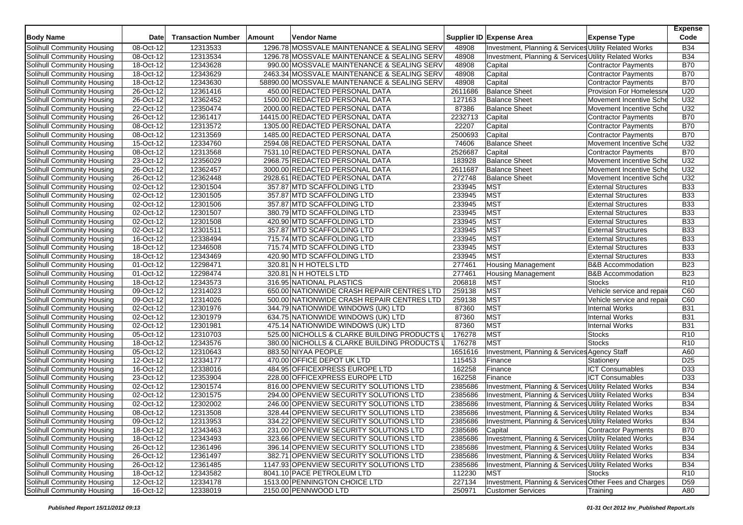| Body Name | Date | Transaction Number | Amount | Vendor Name | Supplier ID | Expense Area | Expense Type | Expense Code |
|---|---|---|---|---|---|---|---|---|
| Solihull Community Housing | 08-Oct-12 | 12313533 | 1296.78 | MOSSVALE MAINTENANCE & SEALING SERV | 48908 | Investment, Planning & Services | Utility Related Works | B34 |
| Solihull Community Housing | 08-Oct-12 | 12313534 | 1296.78 | MOSSVALE MAINTENANCE & SEALING SERV | 48908 | Investment, Planning & Services | Utility Related Works | B34 |
| Solihull Community Housing | 18-Oct-12 | 12343628 | 990.00 | MOSSVALE MAINTENANCE & SEALING SERV | 48908 | Capital | Contractor Payments | B70 |
| Solihull Community Housing | 18-Oct-12 | 12343629 | 2463.34 | MOSSVALE MAINTENANCE & SEALING SERV | 48908 | Capital | Contractor Payments | B70 |
| Solihull Community Housing | 18-Oct-12 | 12343630 | 58890.00 | MOSSVALE MAINTENANCE & SEALING SERV | 48908 | Capital | Contractor Payments | B70 |
| Solihull Community Housing | 26-Oct-12 | 12361416 | 450.00 | REDACTED PERSONAL DATA | 2611686 | Balance Sheet | Provision For Homelessn | U20 |
| Solihull Community Housing | 26-Oct-12 | 12362452 | 1500.00 | REDACTED PERSONAL DATA | 127163 | Balance Sheet | Movement Incentive Sche | U32 |
| Solihull Community Housing | 22-Oct-12 | 12350474 | 2000.00 | REDACTED PERSONAL DATA | 87386 | Balance Sheet | Movement Incentive Sche | U32 |
| Solihull Community Housing | 26-Oct-12 | 12361417 | 14415.00 | REDACTED PERSONAL DATA | 2232713 | Capital | Contractor Payments | B70 |
| Solihull Community Housing | 08-Oct-12 | 12313572 | 1305.00 | REDACTED PERSONAL DATA | 22207 | Capital | Contractor Payments | B70 |
| Solihull Community Housing | 08-Oct-12 | 12313569 | 1485.00 | REDACTED PERSONAL DATA | 2500693 | Capital | Contractor Payments | B70 |
| Solihull Community Housing | 15-Oct-12 | 12334760 | 2594.08 | REDACTED PERSONAL DATA | 74606 | Balance Sheet | Movement Incentive Sche | U32 |
| Solihull Community Housing | 08-Oct-12 | 12313568 | 7531.10 | REDACTED PERSONAL DATA | 2526687 | Capital | Contractor Payments | B70 |
| Solihull Community Housing | 23-Oct-12 | 12356029 | 2968.75 | REDACTED PERSONAL DATA | 183928 | Balance Sheet | Movement Incentive Sche | U32 |
| Solihull Community Housing | 26-Oct-12 | 12362457 | 3000.00 | REDACTED PERSONAL DATA | 2611687 | Balance Sheet | Movement Incentive Sche | U32 |
| Solihull Community Housing | 26-Oct-12 | 12362448 | 2928.61 | REDACTED PERSONAL DATA | 272748 | Balance Sheet | Movement Incentive Sche | U32 |
| Solihull Community Housing | 02-Oct-12 | 12301504 | 357.87 | MTD SCAFFOLDING LTD | 233945 | MST | External Structures | B33 |
| Solihull Community Housing | 02-Oct-12 | 12301505 | 357.87 | MTD SCAFFOLDING LTD | 233945 | MST | External Structures | B33 |
| Solihull Community Housing | 02-Oct-12 | 12301506 | 357.87 | MTD SCAFFOLDING LTD | 233945 | MST | External Structures | B33 |
| Solihull Community Housing | 02-Oct-12 | 12301507 | 380.79 | MTD SCAFFOLDING LTD | 233945 | MST | External Structures | B33 |
| Solihull Community Housing | 02-Oct-12 | 12301508 | 420.90 | MTD SCAFFOLDING LTD | 233945 | MST | External Structures | B33 |
| Solihull Community Housing | 02-Oct-12 | 12301511 | 357.87 | MTD SCAFFOLDING LTD | 233945 | MST | External Structures | B33 |
| Solihull Community Housing | 16-Oct-12 | 12338494 | 715.74 | MTD SCAFFOLDING LTD | 233945 | MST | External Structures | B33 |
| Solihull Community Housing | 18-Oct-12 | 12346508 | 715.74 | MTD SCAFFOLDING LTD | 233945 | MST | External Structures | B33 |
| Solihull Community Housing | 18-Oct-12 | 12343469 | 420.90 | MTD SCAFFOLDING LTD | 233945 | MST | External Structures | B33 |
| Solihull Community Housing | 01-Oct-12 | 12298471 | 320.81 | N H HOTELS LTD | 277461 | Housing Management | B&B Accommodation | B23 |
| Solihull Community Housing | 01-Oct-12 | 12298474 | 320.81 | N H HOTELS LTD | 277461 | Housing Management | B&B Accommodation | B23 |
| Solihull Community Housing | 18-Oct-12 | 12343573 | 316.95 | NATIONAL PLASTICS | 206818 | MST | Stocks | R10 |
| Solihull Community Housing | 09-Oct-12 | 12314023 | 650.00 | NATIONWIDE CRASH REPAIR CENTRES LTD | 259138 | MST | Vehicle service and repai | C60 |
| Solihull Community Housing | 09-Oct-12 | 12314026 | 500.00 | NATIONWIDE CRASH REPAIR CENTRES LTD | 259138 | MST | Vehicle service and repai | C60 |
| Solihull Community Housing | 02-Oct-12 | 12301976 | 344.79 | NATIONWIDE WINDOWS (UK) LTD | 87360 | MST | Internal Works | B31 |
| Solihull Community Housing | 02-Oct-12 | 12301979 | 634.75 | NATIONWIDE WINDOWS (UK) LTD | 87360 | MST | Internal Works | B31 |
| Solihull Community Housing | 02-Oct-12 | 12301981 | 475.14 | NATIONWIDE WINDOWS (UK) LTD | 87360 | MST | Internal Works | B31 |
| Solihull Community Housing | 05-Oct-12 | 12310703 | 525.00 | NICHOLLS & CLARKE BUILDING PRODUCTS L | 176278 | MST | Stocks | R10 |
| Solihull Community Housing | 18-Oct-12 | 12343576 | 380.00 | NICHOLLS & CLARKE BUILDING PRODUCTS L | 176278 | MST | Stocks | R10 |
| Solihull Community Housing | 05-Oct-12 | 12310643 | 883.50 | NIYAA PEOPLE | 1651616 | Investment, Planning & Services | Agency Staff | A60 |
| Solihull Community Housing | 12-Oct-12 | 12334177 | 470.00 | OFFICE DEPOT UK LTD | 115453 | Finance | Stationery | D25 |
| Solihull Community Housing | 16-Oct-12 | 12338016 | 484.95 | OFFICEXPRESS EUROPE LTD | 162258 | Finance | ICT Consumables | D33 |
| Solihull Community Housing | 23-Oct-12 | 12353904 | 228.00 | OFFICEXPRESS EUROPE LTD | 162258 | Finance | ICT Consumables | D33 |
| Solihull Community Housing | 02-Oct-12 | 12301574 | 816.00 | OPENVIEW SECURITY SOLUTIONS LTD | 2385686 | Investment, Planning & Services | Utility Related Works | B34 |
| Solihull Community Housing | 02-Oct-12 | 12301575 | 294.00 | OPENVIEW SECURITY SOLUTIONS LTD | 2385686 | Investment, Planning & Services | Utility Related Works | B34 |
| Solihull Community Housing | 02-Oct-12 | 12302002 | 246.00 | OPENVIEW SECURITY SOLUTIONS LTD | 2385686 | Investment, Planning & Services | Utility Related Works | B34 |
| Solihull Community Housing | 08-Oct-12 | 12313508 | 328.44 | OPENVIEW SECURITY SOLUTIONS LTD | 2385686 | Investment, Planning & Services | Utility Related Works | B34 |
| Solihull Community Housing | 09-Oct-12 | 12313953 | 334.22 | OPENVIEW SECURITY SOLUTIONS LTD | 2385686 | Investment, Planning & Services | Utility Related Works | B34 |
| Solihull Community Housing | 18-Oct-12 | 12343463 | 231.00 | OPENVIEW SECURITY SOLUTIONS LTD | 2385686 | Capital | Contractor Payments | B70 |
| Solihull Community Housing | 18-Oct-12 | 12343493 | 323.66 | OPENVIEW SECURITY SOLUTIONS LTD | 2385686 | Investment, Planning & Services | Utility Related Works | B34 |
| Solihull Community Housing | 26-Oct-12 | 12361496 | 396.14 | OPENVIEW SECURITY SOLUTIONS LTD | 2385686 | Investment, Planning & Services | Utility Related Works | B34 |
| Solihull Community Housing | 26-Oct-12 | 12361497 | 382.71 | OPENVIEW SECURITY SOLUTIONS LTD | 2385686 | Investment, Planning & Services | Utility Related Works | B34 |
| Solihull Community Housing | 26-Oct-12 | 12361485 | 1147.93 | OPENVIEW SECURITY SOLUTIONS LTD | 2385686 | Investment, Planning & Services | Utility Related Works | B34 |
| Solihull Community Housing | 18-Oct-12 | 12343582 | 8041.10 | PACE PETROLEUM LTD | 112230 | MST | Stocks | R10 |
| Solihull Community Housing | 12-Oct-12 | 12334178 | 1513.00 | PENNINGTON CHOICE LTD | 227134 | Investment, Planning & Services | Other Fees and Charges | D59 |
| Solihull Community Housing | 16-Oct-12 | 12338019 | 2150.00 | PENNWOOD LTD | 250971 | Customer Services | Training | A80 |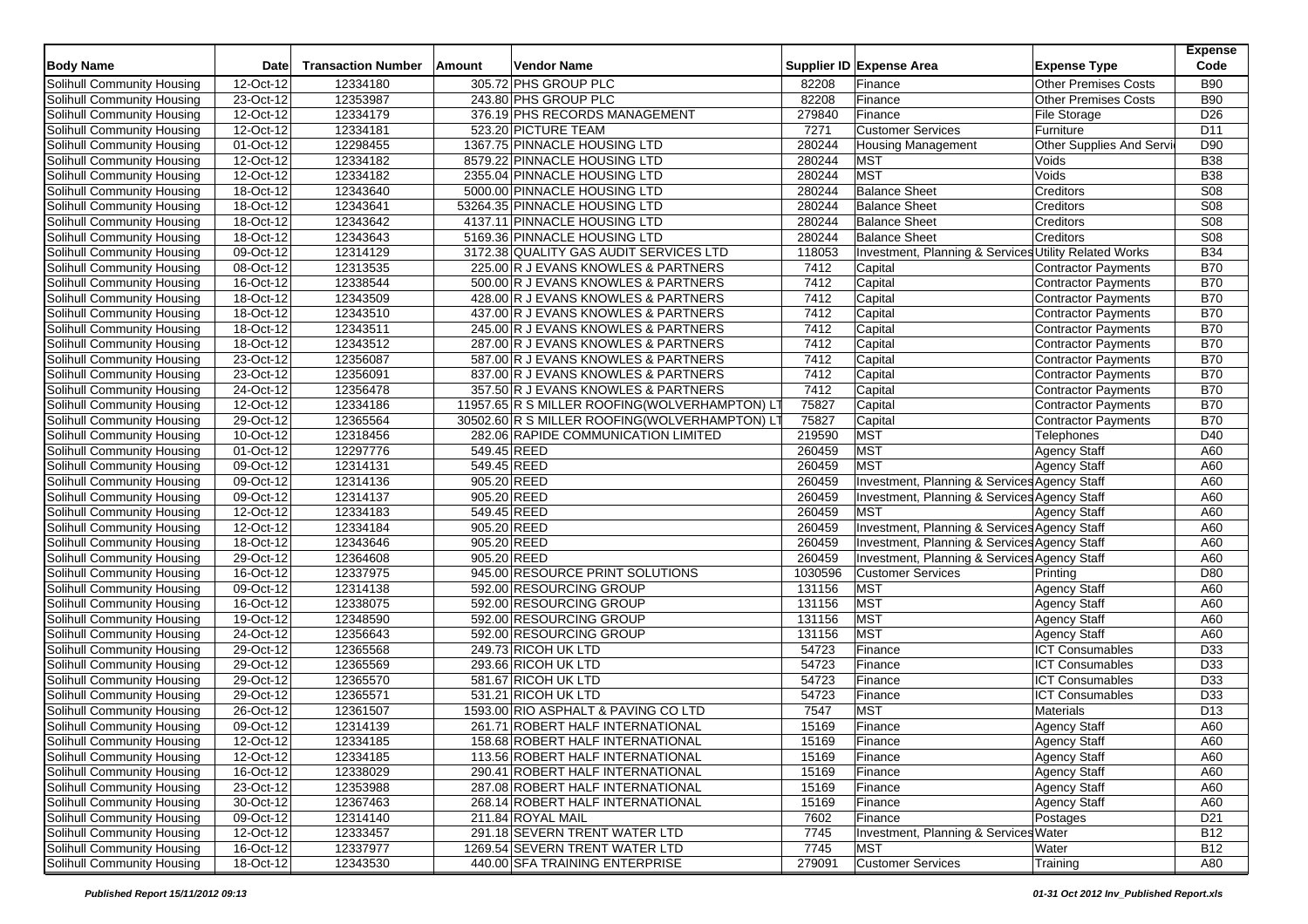| Body Name | Date | Transaction Number | Amount | Vendor Name | Supplier ID | Expense Area | Expense Type | Expense Code |
|---|---|---|---|---|---|---|---|---|
| Solihull Community Housing | 12-Oct-12 | 12334180 | 305.72 | PHS GROUP PLC | 82208 | Finance | Other Premises Costs | B90 |
| Solihull Community Housing | 23-Oct-12 | 12353987 | 243.80 | PHS GROUP PLC | 82208 | Finance | Other Premises Costs | B90 |
| Solihull Community Housing | 12-Oct-12 | 12334179 | 376.19 | PHS RECORDS MANAGEMENT | 279840 | Finance | File Storage | D26 |
| Solihull Community Housing | 12-Oct-12 | 12334181 | 523.20 | PICTURE TEAM | 7271 | Customer Services | Furniture | D11 |
| Solihull Community Housing | 01-Oct-12 | 12298455 | 1367.75 | PINNACLE HOUSING LTD | 280244 | Housing Management | Other Supplies And Servi | D90 |
| Solihull Community Housing | 12-Oct-12 | 12334182 | 8579.22 | PINNACLE HOUSING LTD | 280244 | MST | Voids | B38 |
| Solihull Community Housing | 12-Oct-12 | 12334182 | 2355.04 | PINNACLE HOUSING LTD | 280244 | MST | Voids | B38 |
| Solihull Community Housing | 18-Oct-12 | 12343640 | 5000.00 | PINNACLE HOUSING LTD | 280244 | Balance Sheet | Creditors | S08 |
| Solihull Community Housing | 18-Oct-12 | 12343641 | 53264.35 | PINNACLE HOUSING LTD | 280244 | Balance Sheet | Creditors | S08 |
| Solihull Community Housing | 18-Oct-12 | 12343642 | 4137.11 | PINNACLE HOUSING LTD | 280244 | Balance Sheet | Creditors | S08 |
| Solihull Community Housing | 18-Oct-12 | 12343643 | 5169.36 | PINNACLE HOUSING LTD | 280244 | Balance Sheet | Creditors | S08 |
| Solihull Community Housing | 09-Oct-12 | 12314129 | 3172.38 | QUALITY GAS AUDIT SERVICES LTD | 118053 | Investment, Planning & Services | Utility Related Works | B34 |
| Solihull Community Housing | 08-Oct-12 | 12313535 | 225.00 | R J EVANS KNOWLES & PARTNERS | 7412 | Capital | Contractor Payments | B70 |
| Solihull Community Housing | 16-Oct-12 | 12338544 | 500.00 | R J EVANS KNOWLES & PARTNERS | 7412 | Capital | Contractor Payments | B70 |
| Solihull Community Housing | 18-Oct-12 | 12343509 | 428.00 | R J EVANS KNOWLES & PARTNERS | 7412 | Capital | Contractor Payments | B70 |
| Solihull Community Housing | 18-Oct-12 | 12343510 | 437.00 | R J EVANS KNOWLES & PARTNERS | 7412 | Capital | Contractor Payments | B70 |
| Solihull Community Housing | 18-Oct-12 | 12343511 | 245.00 | R J EVANS KNOWLES & PARTNERS | 7412 | Capital | Contractor Payments | B70 |
| Solihull Community Housing | 18-Oct-12 | 12343512 | 287.00 | R J EVANS KNOWLES & PARTNERS | 7412 | Capital | Contractor Payments | B70 |
| Solihull Community Housing | 23-Oct-12 | 12356087 | 587.00 | R J EVANS KNOWLES & PARTNERS | 7412 | Capital | Contractor Payments | B70 |
| Solihull Community Housing | 23-Oct-12 | 12356091 | 837.00 | R J EVANS KNOWLES & PARTNERS | 7412 | Capital | Contractor Payments | B70 |
| Solihull Community Housing | 24-Oct-12 | 12356478 | 357.50 | R J EVANS KNOWLES & PARTNERS | 7412 | Capital | Contractor Payments | B70 |
| Solihull Community Housing | 12-Oct-12 | 12334186 | 11957.65 | R S MILLER ROOFING(WOLVERHAMPTON) LT | 75827 | Capital | Contractor Payments | B70 |
| Solihull Community Housing | 29-Oct-12 | 12365564 | 30502.60 | R S MILLER ROOFING(WOLVERHAMPTON) LT | 75827 | Capital | Contractor Payments | B70 |
| Solihull Community Housing | 10-Oct-12 | 12318456 | 282.06 | RAPIDE COMMUNICATION LIMITED | 219590 | MST | Telephones | D40 |
| Solihull Community Housing | 01-Oct-12 | 12297776 | 549.45 | REED | 260459 | MST | Agency Staff | A60 |
| Solihull Community Housing | 09-Oct-12 | 12314131 | 549.45 | REED | 260459 | MST | Agency Staff | A60 |
| Solihull Community Housing | 09-Oct-12 | 12314136 | 905.20 | REED | 260459 | Investment, Planning & Services | Agency Staff | A60 |
| Solihull Community Housing | 09-Oct-12 | 12314137 | 905.20 | REED | 260459 | Investment, Planning & Services | Agency Staff | A60 |
| Solihull Community Housing | 12-Oct-12 | 12334183 | 549.45 | REED | 260459 | MST | Agency Staff | A60 |
| Solihull Community Housing | 12-Oct-12 | 12334184 | 905.20 | REED | 260459 | Investment, Planning & Services | Agency Staff | A60 |
| Solihull Community Housing | 18-Oct-12 | 12343646 | 905.20 | REED | 260459 | Investment, Planning & Services | Agency Staff | A60 |
| Solihull Community Housing | 29-Oct-12 | 12364608 | 905.20 | REED | 260459 | Investment, Planning & Services | Agency Staff | A60 |
| Solihull Community Housing | 16-Oct-12 | 12337975 | 945.00 | RESOURCE PRINT SOLUTIONS | 1030596 | Customer Services | Printing | D80 |
| Solihull Community Housing | 09-Oct-12 | 12314138 | 592.00 | RESOURCING GROUP | 131156 | MST | Agency Staff | A60 |
| Solihull Community Housing | 16-Oct-12 | 12338075 | 592.00 | RESOURCING GROUP | 131156 | MST | Agency Staff | A60 |
| Solihull Community Housing | 19-Oct-12 | 12348590 | 592.00 | RESOURCING GROUP | 131156 | MST | Agency Staff | A60 |
| Solihull Community Housing | 24-Oct-12 | 12356643 | 592.00 | RESOURCING GROUP | 131156 | MST | Agency Staff | A60 |
| Solihull Community Housing | 29-Oct-12 | 12365568 | 249.73 | RICOH UK LTD | 54723 | Finance | ICT Consumables | D33 |
| Solihull Community Housing | 29-Oct-12 | 12365569 | 293.66 | RICOH UK LTD | 54723 | Finance | ICT Consumables | D33 |
| Solihull Community Housing | 29-Oct-12 | 12365570 | 581.67 | RICOH UK LTD | 54723 | Finance | ICT Consumables | D33 |
| Solihull Community Housing | 29-Oct-12 | 12365571 | 531.21 | RICOH UK LTD | 54723 | Finance | ICT Consumables | D33 |
| Solihull Community Housing | 26-Oct-12 | 12361507 | 1593.00 | RIO ASPHALT & PAVING CO LTD | 7547 | MST | Materials | D13 |
| Solihull Community Housing | 09-Oct-12 | 12314139 | 261.71 | ROBERT HALF INTERNATIONAL | 15169 | Finance | Agency Staff | A60 |
| Solihull Community Housing | 12-Oct-12 | 12334185 | 158.68 | ROBERT HALF INTERNATIONAL | 15169 | Finance | Agency Staff | A60 |
| Solihull Community Housing | 12-Oct-12 | 12334185 | 113.56 | ROBERT HALF INTERNATIONAL | 15169 | Finance | Agency Staff | A60 |
| Solihull Community Housing | 16-Oct-12 | 12338029 | 290.41 | ROBERT HALF INTERNATIONAL | 15169 | Finance | Agency Staff | A60 |
| Solihull Community Housing | 23-Oct-12 | 12353988 | 287.08 | ROBERT HALF INTERNATIONAL | 15169 | Finance | Agency Staff | A60 |
| Solihull Community Housing | 30-Oct-12 | 12367463 | 268.14 | ROBERT HALF INTERNATIONAL | 15169 | Finance | Agency Staff | A60 |
| Solihull Community Housing | 09-Oct-12 | 12314140 | 211.84 | ROYAL MAIL | 7602 | Finance | Postages | D21 |
| Solihull Community Housing | 12-Oct-12 | 12333457 | 291.18 | SEVERN TRENT WATER LTD | 7745 | Investment, Planning & Services | Water | B12 |
| Solihull Community Housing | 16-Oct-12 | 12337977 | 1269.54 | SEVERN TRENT WATER LTD | 7745 | MST | Water | B12 |
| Solihull Community Housing | 18-Oct-12 | 12343530 | 440.00 | SFA TRAINING ENTERPRISE | 279091 | Customer Services | Training | A80 |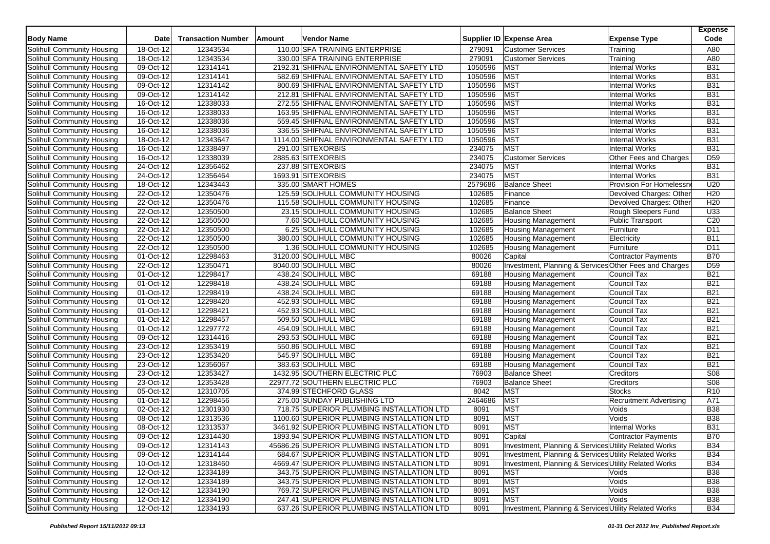| Body Name | Date | Transaction Number | Amount | Vendor Name | Supplier ID | Expense Area | Expense Type | Expense Code |
|---|---|---|---|---|---|---|---|---|
| Solihull Community Housing | 18-Oct-12 | 12343534 | 110.00 | SFA TRAINING ENTERPRISE | 279091 | Customer Services | Training | A80 |
| Solihull Community Housing | 18-Oct-12 | 12343534 | 330.00 | SFA TRAINING ENTERPRISE | 279091 | Customer Services | Training | A80 |
| Solihull Community Housing | 09-Oct-12 | 12314141 | 2192.31 | SHIFNAL ENVIRONMENTAL SAFETY LTD | 1050596 | MST | Internal Works | B31 |
| Solihull Community Housing | 09-Oct-12 | 12314141 | 582.69 | SHIFNAL ENVIRONMENTAL SAFETY LTD | 1050596 | MST | Internal Works | B31 |
| Solihull Community Housing | 09-Oct-12 | 12314142 | 800.69 | SHIFNAL ENVIRONMENTAL SAFETY LTD | 1050596 | MST | Internal Works | B31 |
| Solihull Community Housing | 09-Oct-12 | 12314142 | 212.81 | SHIFNAL ENVIRONMENTAL SAFETY LTD | 1050596 | MST | Internal Works | B31 |
| Solihull Community Housing | 16-Oct-12 | 12338033 | 272.55 | SHIFNAL ENVIRONMENTAL SAFETY LTD | 1050596 | MST | Internal Works | B31 |
| Solihull Community Housing | 16-Oct-12 | 12338033 | 163.95 | SHIFNAL ENVIRONMENTAL SAFETY LTD | 1050596 | MST | Internal Works | B31 |
| Solihull Community Housing | 16-Oct-12 | 12338036 | 559.45 | SHIFNAL ENVIRONMENTAL SAFETY LTD | 1050596 | MST | Internal Works | B31 |
| Solihull Community Housing | 16-Oct-12 | 12338036 | 336.55 | SHIFNAL ENVIRONMENTAL SAFETY LTD | 1050596 | MST | Internal Works | B31 |
| Solihull Community Housing | 18-Oct-12 | 12343647 | 1114.00 | SHIFNAL ENVIRONMENTAL SAFETY LTD | 1050596 | MST | Internal Works | B31 |
| Solihull Community Housing | 16-Oct-12 | 12338497 | 291.00 | SITEXORBIS | 234075 | MST | Internal Works | B31 |
| Solihull Community Housing | 16-Oct-12 | 12338039 | 2885.63 | SITEXORBIS | 234075 | Customer Services | Other Fees and Charges | D59 |
| Solihull Community Housing | 24-Oct-12 | 12356462 | 237.88 | SITEXORBIS | 234075 | MST | Internal Works | B31 |
| Solihull Community Housing | 24-Oct-12 | 12356464 | 1693.91 | SITEXORBIS | 234075 | MST | Internal Works | B31 |
| Solihull Community Housing | 18-Oct-12 | 12343443 | 335.00 | SMART HOMES | 2579686 | Balance Sheet | Provision For Homelessn | U20 |
| Solihull Community Housing | 22-Oct-12 | 12350476 | 125.59 | SOLIHULL COMMUNITY HOUSING | 102685 | Finance | Devolved Charges: Other | H20 |
| Solihull Community Housing | 22-Oct-12 | 12350476 | 115.58 | SOLIHULL COMMUNITY HOUSING | 102685 | Finance | Devolved Charges: Other | H20 |
| Solihull Community Housing | 22-Oct-12 | 12350500 | 23.15 | SOLIHULL COMMUNITY HOUSING | 102685 | Balance Sheet | Rough Sleepers Fund | U33 |
| Solihull Community Housing | 22-Oct-12 | 12350500 | 7.60 | SOLIHULL COMMUNITY HOUSING | 102685 | Housing Management | Public Transport | C20 |
| Solihull Community Housing | 22-Oct-12 | 12350500 | 6.25 | SOLIHULL COMMUNITY HOUSING | 102685 | Housing Management | Furniture | D11 |
| Solihull Community Housing | 22-Oct-12 | 12350500 | 380.00 | SOLIHULL COMMUNITY HOUSING | 102685 | Housing Management | Electricity | B11 |
| Solihull Community Housing | 22-Oct-12 | 12350500 | 1.36 | SOLIHULL COMMUNITY HOUSING | 102685 | Housing Management | Furniture | D11 |
| Solihull Community Housing | 01-Oct-12 | 12298463 | 3120.00 | SOLIHULL MBC | 80026 | Capital | Contractor Payments | B70 |
| Solihull Community Housing | 22-Oct-12 | 12350471 | 8040.00 | SOLIHULL MBC | 80026 | Investment, Planning & Services | Other Fees and Charges | D59 |
| Solihull Community Housing | 01-Oct-12 | 12298417 | 438.24 | SOLIHULL MBC | 69188 | Housing Management | Council Tax | B21 |
| Solihull Community Housing | 01-Oct-12 | 12298418 | 438.24 | SOLIHULL MBC | 69188 | Housing Management | Council Tax | B21 |
| Solihull Community Housing | 01-Oct-12 | 12298419 | 438.24 | SOLIHULL MBC | 69188 | Housing Management | Council Tax | B21 |
| Solihull Community Housing | 01-Oct-12 | 12298420 | 452.93 | SOLIHULL MBC | 69188 | Housing Management | Council Tax | B21 |
| Solihull Community Housing | 01-Oct-12 | 12298421 | 452.93 | SOLIHULL MBC | 69188 | Housing Management | Council Tax | B21 |
| Solihull Community Housing | 01-Oct-12 | 12298457 | 509.50 | SOLIHULL MBC | 69188 | Housing Management | Council Tax | B21 |
| Solihull Community Housing | 01-Oct-12 | 12297772 | 454.09 | SOLIHULL MBC | 69188 | Housing Management | Council Tax | B21 |
| Solihull Community Housing | 09-Oct-12 | 12314416 | 293.53 | SOLIHULL MBC | 69188 | Housing Management | Council Tax | B21 |
| Solihull Community Housing | 23-Oct-12 | 12353419 | 550.86 | SOLIHULL MBC | 69188 | Housing Management | Council Tax | B21 |
| Solihull Community Housing | 23-Oct-12 | 12353420 | 545.97 | SOLIHULL MBC | 69188 | Housing Management | Council Tax | B21 |
| Solihull Community Housing | 23-Oct-12 | 12356067 | 383.63 | SOLIHULL MBC | 69188 | Housing Management | Council Tax | B21 |
| Solihull Community Housing | 23-Oct-12 | 12353427 | 1432.95 | SOUTHERN ELECTRIC PLC | 76903 | Balance Sheet | Creditors | S08 |
| Solihull Community Housing | 23-Oct-12 | 12353428 | 22977.72 | SOUTHERN ELECTRIC PLC | 76903 | Balance Sheet | Creditors | S08 |
| Solihull Community Housing | 05-Oct-12 | 12310705 | 374.99 | STECHFORD GLASS | 8042 | MST | Stocks | R10 |
| Solihull Community Housing | 01-Oct-12 | 12298456 | 275.00 | SUNDAY PUBLISHING LTD | 2464686 | MST | Recruitment Advertising | A71 |
| Solihull Community Housing | 02-Oct-12 | 12301930 | 718.75 | SUPERIOR PLUMBING INSTALLATION LTD | 8091 | MST | Voids | B38 |
| Solihull Community Housing | 08-Oct-12 | 12313536 | 1100.60 | SUPERIOR PLUMBING INSTALLATION LTD | 8091 | MST | Voids | B38 |
| Solihull Community Housing | 08-Oct-12 | 12313537 | 3461.92 | SUPERIOR PLUMBING INSTALLATION LTD | 8091 | MST | Internal Works | B31 |
| Solihull Community Housing | 09-Oct-12 | 12314430 | 1893.94 | SUPERIOR PLUMBING INSTALLATION LTD | 8091 | Capital | Contractor Payments | B70 |
| Solihull Community Housing | 09-Oct-12 | 12314143 | 45686.26 | SUPERIOR PLUMBING INSTALLATION LTD | 8091 | Investment, Planning & Services | Utility Related Works | B34 |
| Solihull Community Housing | 09-Oct-12 | 12314144 | 684.67 | SUPERIOR PLUMBING INSTALLATION LTD | 8091 | Investment, Planning & Services | Utility Related Works | B34 |
| Solihull Community Housing | 10-Oct-12 | 12318460 | 4669.47 | SUPERIOR PLUMBING INSTALLATION LTD | 8091 | Investment, Planning & Services | Utility Related Works | B34 |
| Solihull Community Housing | 12-Oct-12 | 12334189 | 343.75 | SUPERIOR PLUMBING INSTALLATION LTD | 8091 | MST | Voids | B38 |
| Solihull Community Housing | 12-Oct-12 | 12334189 | 343.75 | SUPERIOR PLUMBING INSTALLATION LTD | 8091 | MST | Voids | B38 |
| Solihull Community Housing | 12-Oct-12 | 12334190 | 769.72 | SUPERIOR PLUMBING INSTALLATION LTD | 8091 | MST | Voids | B38 |
| Solihull Community Housing | 12-Oct-12 | 12334190 | 247.41 | SUPERIOR PLUMBING INSTALLATION LTD | 8091 | MST | Voids | B38 |
| Solihull Community Housing | 12-Oct-12 | 12334193 | 637.26 | SUPERIOR PLUMBING INSTALLATION LTD | 8091 | Investment, Planning & Services | Utility Related Works | B34 |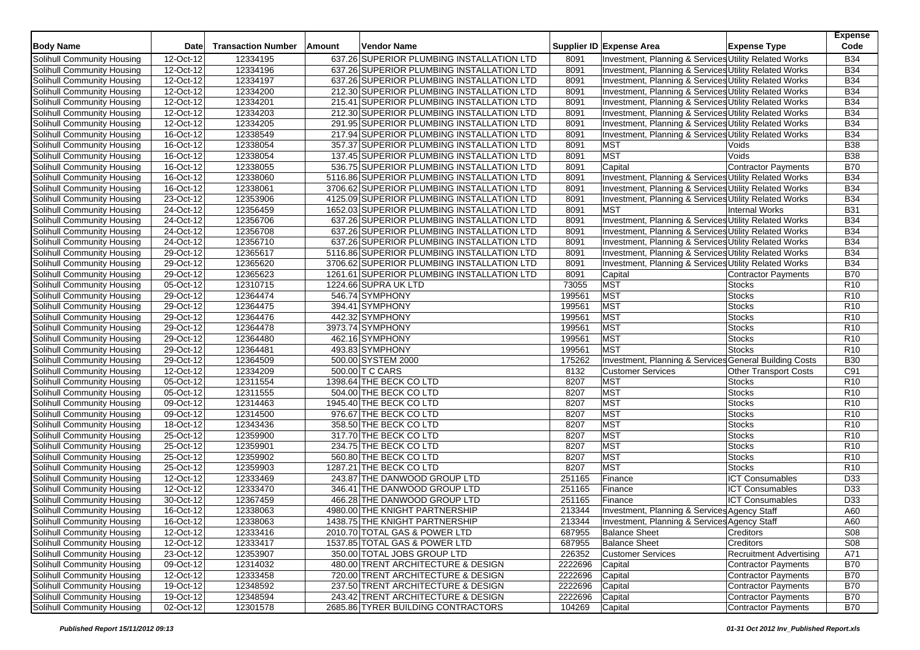| Body Name | Date | Transaction Number | Amount | Vendor Name | Supplier ID | Expense Area | Expense Type | Expense Code |
|---|---|---|---|---|---|---|---|---|
| Solihull Community Housing | 12-Oct-12 | 12334195 | 637.26 | SUPERIOR PLUMBING INSTALLATION LTD | 8091 | Investment, Planning & Services | Utility Related Works | B34 |
| Solihull Community Housing | 12-Oct-12 | 12334196 | 637.26 | SUPERIOR PLUMBING INSTALLATION LTD | 8091 | Investment, Planning & Services | Utility Related Works | B34 |
| Solihull Community Housing | 12-Oct-12 | 12334197 | 637.26 | SUPERIOR PLUMBING INSTALLATION LTD | 8091 | Investment, Planning & Services | Utility Related Works | B34 |
| Solihull Community Housing | 12-Oct-12 | 12334200 | 212.30 | SUPERIOR PLUMBING INSTALLATION LTD | 8091 | Investment, Planning & Services | Utility Related Works | B34 |
| Solihull Community Housing | 12-Oct-12 | 12334201 | 215.41 | SUPERIOR PLUMBING INSTALLATION LTD | 8091 | Investment, Planning & Services | Utility Related Works | B34 |
| Solihull Community Housing | 12-Oct-12 | 12334203 | 212.30 | SUPERIOR PLUMBING INSTALLATION LTD | 8091 | Investment, Planning & Services | Utility Related Works | B34 |
| Solihull Community Housing | 12-Oct-12 | 12334205 | 291.95 | SUPERIOR PLUMBING INSTALLATION LTD | 8091 | Investment, Planning & Services | Utility Related Works | B34 |
| Solihull Community Housing | 16-Oct-12 | 12338549 | 217.94 | SUPERIOR PLUMBING INSTALLATION LTD | 8091 | Investment, Planning & Services | Utility Related Works | B34 |
| Solihull Community Housing | 16-Oct-12 | 12338054 | 357.37 | SUPERIOR PLUMBING INSTALLATION LTD | 8091 | MST | Voids | B38 |
| Solihull Community Housing | 16-Oct-12 | 12338054 | 137.45 | SUPERIOR PLUMBING INSTALLATION LTD | 8091 | MST | Voids | B38 |
| Solihull Community Housing | 16-Oct-12 | 12338055 | 536.75 | SUPERIOR PLUMBING INSTALLATION LTD | 8091 | Capital | Contractor Payments | B70 |
| Solihull Community Housing | 16-Oct-12 | 12338060 | 5116.86 | SUPERIOR PLUMBING INSTALLATION LTD | 8091 | Investment, Planning & Services | Utility Related Works | B34 |
| Solihull Community Housing | 16-Oct-12 | 12338061 | 3706.62 | SUPERIOR PLUMBING INSTALLATION LTD | 8091 | Investment, Planning & Services | Utility Related Works | B34 |
| Solihull Community Housing | 23-Oct-12 | 12353906 | 4125.09 | SUPERIOR PLUMBING INSTALLATION LTD | 8091 | Investment, Planning & Services | Utility Related Works | B34 |
| Solihull Community Housing | 24-Oct-12 | 12356459 | 1652.03 | SUPERIOR PLUMBING INSTALLATION LTD | 8091 | MST | Internal Works | B31 |
| Solihull Community Housing | 24-Oct-12 | 12356706 | 637.26 | SUPERIOR PLUMBING INSTALLATION LTD | 8091 | Investment, Planning & Services | Utility Related Works | B34 |
| Solihull Community Housing | 24-Oct-12 | 12356708 | 637.26 | SUPERIOR PLUMBING INSTALLATION LTD | 8091 | Investment, Planning & Services | Utility Related Works | B34 |
| Solihull Community Housing | 24-Oct-12 | 12356710 | 637.26 | SUPERIOR PLUMBING INSTALLATION LTD | 8091 | Investment, Planning & Services | Utility Related Works | B34 |
| Solihull Community Housing | 29-Oct-12 | 12365617 | 5116.86 | SUPERIOR PLUMBING INSTALLATION LTD | 8091 | Investment, Planning & Services | Utility Related Works | B34 |
| Solihull Community Housing | 29-Oct-12 | 12365620 | 3706.62 | SUPERIOR PLUMBING INSTALLATION LTD | 8091 | Investment, Planning & Services | Utility Related Works | B34 |
| Solihull Community Housing | 29-Oct-12 | 12365623 | 1261.61 | SUPERIOR PLUMBING INSTALLATION LTD | 8091 | Capital | Contractor Payments | B70 |
| Solihull Community Housing | 05-Oct-12 | 12310715 | 1224.66 | SUPRA UK LTD | 73055 | MST | Stocks | R10 |
| Solihull Community Housing | 29-Oct-12 | 12364474 | 546.74 | SYMPHONY | 199561 | MST | Stocks | R10 |
| Solihull Community Housing | 29-Oct-12 | 12364475 | 394.41 | SYMPHONY | 199561 | MST | Stocks | R10 |
| Solihull Community Housing | 29-Oct-12 | 12364476 | 442.32 | SYMPHONY | 199561 | MST | Stocks | R10 |
| Solihull Community Housing | 29-Oct-12 | 12364478 | 3973.74 | SYMPHONY | 199561 | MST | Stocks | R10 |
| Solihull Community Housing | 29-Oct-12 | 12364480 | 462.16 | SYMPHONY | 199561 | MST | Stocks | R10 |
| Solihull Community Housing | 29-Oct-12 | 12364481 | 493.83 | SYMPHONY | 199561 | MST | Stocks | R10 |
| Solihull Community Housing | 29-Oct-12 | 12364509 | 500.00 | SYSTEM 2000 | 175262 | Investment, Planning & Services | General Building Costs | B30 |
| Solihull Community Housing | 12-Oct-12 | 12334209 | 500.00 | T C CARS | 8132 | Customer Services | Other Transport Costs | C91 |
| Solihull Community Housing | 05-Oct-12 | 12311554 | 1398.64 | THE BECK CO LTD | 8207 | MST | Stocks | R10 |
| Solihull Community Housing | 05-Oct-12 | 12311555 | 504.00 | THE BECK CO LTD | 8207 | MST | Stocks | R10 |
| Solihull Community Housing | 09-Oct-12 | 12314463 | 1945.40 | THE BECK CO LTD | 8207 | MST | Stocks | R10 |
| Solihull Community Housing | 09-Oct-12 | 12314500 | 976.67 | THE BECK CO LTD | 8207 | MST | Stocks | R10 |
| Solihull Community Housing | 18-Oct-12 | 12343436 | 358.50 | THE BECK CO LTD | 8207 | MST | Stocks | R10 |
| Solihull Community Housing | 25-Oct-12 | 12359900 | 317.70 | THE BECK CO LTD | 8207 | MST | Stocks | R10 |
| Solihull Community Housing | 25-Oct-12 | 12359901 | 234.75 | THE BECK CO LTD | 8207 | MST | Stocks | R10 |
| Solihull Community Housing | 25-Oct-12 | 12359902 | 560.80 | THE BECK CO LTD | 8207 | MST | Stocks | R10 |
| Solihull Community Housing | 25-Oct-12 | 12359903 | 1287.21 | THE BECK CO LTD | 8207 | MST | Stocks | R10 |
| Solihull Community Housing | 12-Oct-12 | 12333469 | 243.87 | THE DANWOOD GROUP LTD | 251165 | Finance | ICT Consumables | D33 |
| Solihull Community Housing | 12-Oct-12 | 12333470 | 346.41 | THE DANWOOD GROUP LTD | 251165 | Finance | ICT Consumables | D33 |
| Solihull Community Housing | 30-Oct-12 | 12367459 | 466.28 | THE DANWOOD GROUP LTD | 251165 | Finance | ICT Consumables | D33 |
| Solihull Community Housing | 16-Oct-12 | 12338063 | 4980.00 | THE KNIGHT PARTNERSHIP | 213344 | Investment, Planning & Services | Agency Staff | A60 |
| Solihull Community Housing | 16-Oct-12 | 12338063 | 1438.75 | THE KNIGHT PARTNERSHIP | 213344 | Investment, Planning & Services | Agency Staff | A60 |
| Solihull Community Housing | 12-Oct-12 | 12333416 | 2010.70 | TOTAL GAS & POWER LTD | 687955 | Balance Sheet | Creditors | S08 |
| Solihull Community Housing | 12-Oct-12 | 12333417 | 1537.85 | TOTAL GAS & POWER LTD | 687955 | Balance Sheet | Creditors | S08 |
| Solihull Community Housing | 23-Oct-12 | 12353907 | 350.00 | TOTAL JOBS GROUP LTD | 226352 | Customer Services | Recruitment Advertising | A71 |
| Solihull Community Housing | 09-Oct-12 | 12314032 | 480.00 | TRENT ARCHITECTURE & DESIGN | 2222696 | Capital | Contractor Payments | B70 |
| Solihull Community Housing | 12-Oct-12 | 12333458 | 720.00 | TRENT ARCHITECTURE & DESIGN | 2222696 | Capital | Contractor Payments | B70 |
| Solihull Community Housing | 19-Oct-12 | 12348592 | 237.50 | TRENT ARCHITECTURE & DESIGN | 2222696 | Capital | Contractor Payments | B70 |
| Solihull Community Housing | 19-Oct-12 | 12348594 | 243.42 | TRENT ARCHITECTURE & DESIGN | 2222696 | Capital | Contractor Payments | B70 |
| Solihull Community Housing | 02-Oct-12 | 12301578 | 2685.86 | TYRER BUILDING CONTRACTORS | 104269 | Capital | Contractor Payments | B70 |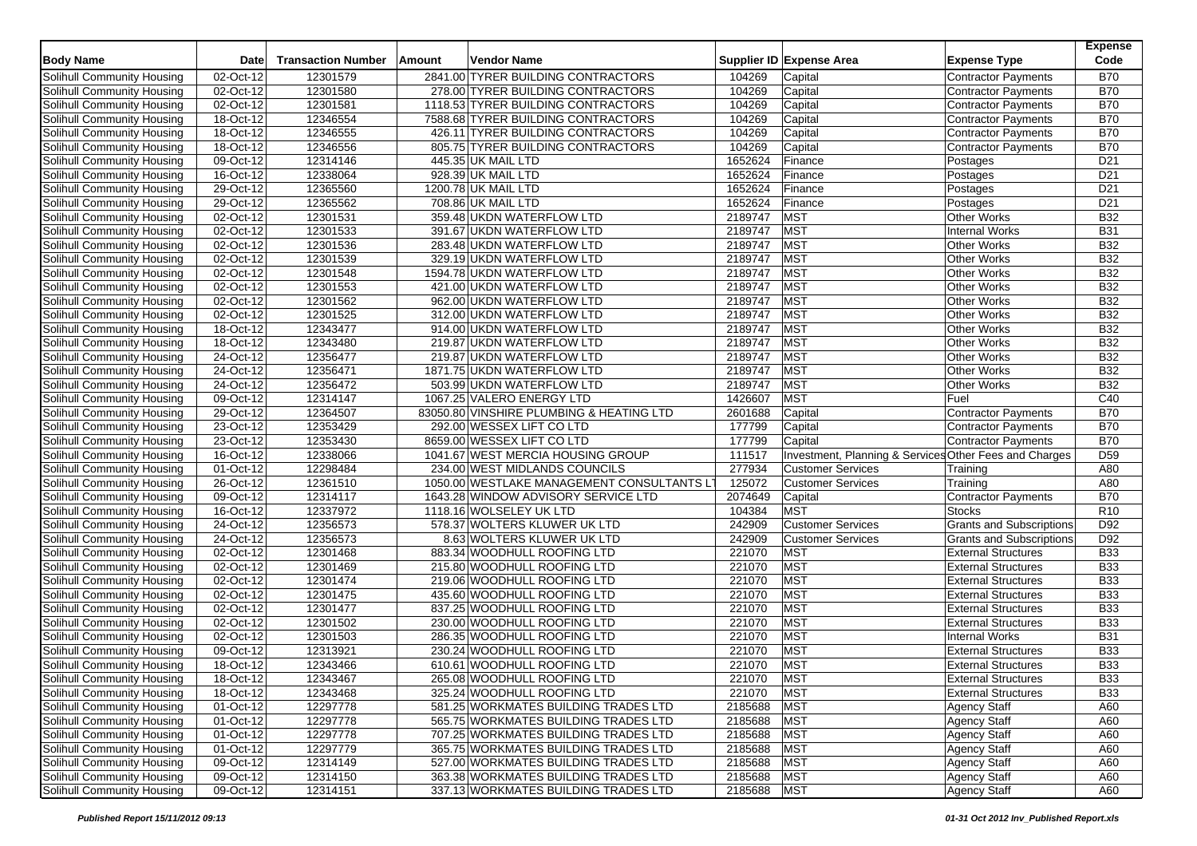| Body Name | Date | Transaction Number | Amount | Vendor Name | Supplier ID | Expense Area | Expense Type | Expense Code |
|---|---|---|---|---|---|---|---|---|
| Solihull Community Housing | 02-Oct-12 | 12301579 | 2841.00 | TYRER BUILDING CONTRACTORS | 104269 | Capital | Contractor Payments | B70 |
| Solihull Community Housing | 02-Oct-12 | 12301580 | 278.00 | TYRER BUILDING CONTRACTORS | 104269 | Capital | Contractor Payments | B70 |
| Solihull Community Housing | 02-Oct-12 | 12301581 | 1118.53 | TYRER BUILDING CONTRACTORS | 104269 | Capital | Contractor Payments | B70 |
| Solihull Community Housing | 18-Oct-12 | 12346554 | 7588.68 | TYRER BUILDING CONTRACTORS | 104269 | Capital | Contractor Payments | B70 |
| Solihull Community Housing | 18-Oct-12 | 12346555 | 426.11 | TYRER BUILDING CONTRACTORS | 104269 | Capital | Contractor Payments | B70 |
| Solihull Community Housing | 18-Oct-12 | 12346556 | 805.75 | TYRER BUILDING CONTRACTORS | 104269 | Capital | Contractor Payments | B70 |
| Solihull Community Housing | 09-Oct-12 | 12314146 | 445.35 | UK MAIL LTD | 1652624 | Finance | Postages | D21 |
| Solihull Community Housing | 16-Oct-12 | 12338064 | 928.39 | UK MAIL LTD | 1652624 | Finance | Postages | D21 |
| Solihull Community Housing | 29-Oct-12 | 12365560 | 1200.78 | UK MAIL LTD | 1652624 | Finance | Postages | D21 |
| Solihull Community Housing | 29-Oct-12 | 12365562 | 708.86 | UK MAIL LTD | 1652624 | Finance | Postages | D21 |
| Solihull Community Housing | 02-Oct-12 | 12301531 | 359.48 | UKDN WATERFLOW LTD | 2189747 | MST | Other Works | B32 |
| Solihull Community Housing | 02-Oct-12 | 12301533 | 391.67 | UKDN WATERFLOW LTD | 2189747 | MST | Internal Works | B31 |
| Solihull Community Housing | 02-Oct-12 | 12301536 | 283.48 | UKDN WATERFLOW LTD | 2189747 | MST | Other Works | B32 |
| Solihull Community Housing | 02-Oct-12 | 12301539 | 329.19 | UKDN WATERFLOW LTD | 2189747 | MST | Other Works | B32 |
| Solihull Community Housing | 02-Oct-12 | 12301548 | 1594.78 | UKDN WATERFLOW LTD | 2189747 | MST | Other Works | B32 |
| Solihull Community Housing | 02-Oct-12 | 12301553 | 421.00 | UKDN WATERFLOW LTD | 2189747 | MST | Other Works | B32 |
| Solihull Community Housing | 02-Oct-12 | 12301562 | 962.00 | UKDN WATERFLOW LTD | 2189747 | MST | Other Works | B32 |
| Solihull Community Housing | 02-Oct-12 | 12301525 | 312.00 | UKDN WATERFLOW LTD | 2189747 | MST | Other Works | B32 |
| Solihull Community Housing | 18-Oct-12 | 12343477 | 914.00 | UKDN WATERFLOW LTD | 2189747 | MST | Other Works | B32 |
| Solihull Community Housing | 18-Oct-12 | 12343480 | 219.87 | UKDN WATERFLOW LTD | 2189747 | MST | Other Works | B32 |
| Solihull Community Housing | 24-Oct-12 | 12356477 | 219.87 | UKDN WATERFLOW LTD | 2189747 | MST | Other Works | B32 |
| Solihull Community Housing | 24-Oct-12 | 12356471 | 1871.75 | UKDN WATERFLOW LTD | 2189747 | MST | Other Works | B32 |
| Solihull Community Housing | 24-Oct-12 | 12356472 | 503.99 | UKDN WATERFLOW LTD | 2189747 | MST | Other Works | B32 |
| Solihull Community Housing | 09-Oct-12 | 12314147 | 1067.25 | VALERO ENERGY LTD | 1426607 | MST | Fuel | C40 |
| Solihull Community Housing | 29-Oct-12 | 12364507 | 83050.80 | VINSHIRE PLUMBING & HEATING LTD | 2601688 | Capital | Contractor Payments | B70 |
| Solihull Community Housing | 23-Oct-12 | 12353429 | 292.00 | WESSEX LIFT CO LTD | 177799 | Capital | Contractor Payments | B70 |
| Solihull Community Housing | 23-Oct-12 | 12353430 | 8659.00 | WESSEX LIFT CO LTD | 177799 | Capital | Contractor Payments | B70 |
| Solihull Community Housing | 16-Oct-12 | 12338066 | 1041.67 | WEST MERCIA HOUSING GROUP | 111517 | Investment, Planning & Services | Other Fees and Charges | D59 |
| Solihull Community Housing | 01-Oct-12 | 12298484 | 234.00 | WEST MIDLANDS COUNCILS | 277934 | Customer Services | Training | A80 |
| Solihull Community Housing | 26-Oct-12 | 12361510 | 1050.00 | WESTLAKE MANAGEMENT CONSULTANTS L | 125072 | Customer Services | Training | A80 |
| Solihull Community Housing | 09-Oct-12 | 12314117 | 1643.28 | WINDOW ADVISORY SERVICE LTD | 2074649 | Capital | Contractor Payments | B70 |
| Solihull Community Housing | 16-Oct-12 | 12337972 | 1118.16 | WOLSELEY UK LTD | 104384 | MST | Stocks | R10 |
| Solihull Community Housing | 24-Oct-12 | 12356573 | 578.37 | WOLTERS KLUWER UK LTD | 242909 | Customer Services | Grants and Subscriptions | D92 |
| Solihull Community Housing | 24-Oct-12 | 12356573 | 8.63 | WOLTERS KLUWER UK LTD | 242909 | Customer Services | Grants and Subscriptions | D92 |
| Solihull Community Housing | 02-Oct-12 | 12301468 | 883.34 | WOODHULL ROOFING LTD | 221070 | MST | External Structures | B33 |
| Solihull Community Housing | 02-Oct-12 | 12301469 | 215.80 | WOODHULL ROOFING LTD | 221070 | MST | External Structures | B33 |
| Solihull Community Housing | 02-Oct-12 | 12301474 | 219.06 | WOODHULL ROOFING LTD | 221070 | MST | External Structures | B33 |
| Solihull Community Housing | 02-Oct-12 | 12301475 | 435.60 | WOODHULL ROOFING LTD | 221070 | MST | External Structures | B33 |
| Solihull Community Housing | 02-Oct-12 | 12301477 | 837.25 | WOODHULL ROOFING LTD | 221070 | MST | External Structures | B33 |
| Solihull Community Housing | 02-Oct-12 | 12301502 | 230.00 | WOODHULL ROOFING LTD | 221070 | MST | External Structures | B33 |
| Solihull Community Housing | 02-Oct-12 | 12301503 | 286.35 | WOODHULL ROOFING LTD | 221070 | MST | Internal Works | B31 |
| Solihull Community Housing | 09-Oct-12 | 12313921 | 230.24 | WOODHULL ROOFING LTD | 221070 | MST | External Structures | B33 |
| Solihull Community Housing | 18-Oct-12 | 12343466 | 610.61 | WOODHULL ROOFING LTD | 221070 | MST | External Structures | B33 |
| Solihull Community Housing | 18-Oct-12 | 12343467 | 265.08 | WOODHULL ROOFING LTD | 221070 | MST | External Structures | B33 |
| Solihull Community Housing | 18-Oct-12 | 12343468 | 325.24 | WOODHULL ROOFING LTD | 221070 | MST | External Structures | B33 |
| Solihull Community Housing | 01-Oct-12 | 12297778 | 581.25 | WORKMATES BUILDING TRADES LTD | 2185688 | MST | Agency Staff | A60 |
| Solihull Community Housing | 01-Oct-12 | 12297778 | 565.75 | WORKMATES BUILDING TRADES LTD | 2185688 | MST | Agency Staff | A60 |
| Solihull Community Housing | 01-Oct-12 | 12297778 | 707.25 | WORKMATES BUILDING TRADES LTD | 2185688 | MST | Agency Staff | A60 |
| Solihull Community Housing | 01-Oct-12 | 12297779 | 365.75 | WORKMATES BUILDING TRADES LTD | 2185688 | MST | Agency Staff | A60 |
| Solihull Community Housing | 09-Oct-12 | 12314149 | 527.00 | WORKMATES BUILDING TRADES LTD | 2185688 | MST | Agency Staff | A60 |
| Solihull Community Housing | 09-Oct-12 | 12314150 | 363.38 | WORKMATES BUILDING TRADES LTD | 2185688 | MST | Agency Staff | A60 |
| Solihull Community Housing | 09-Oct-12 | 12314151 | 337.13 | WORKMATES BUILDING TRADES LTD | 2185688 | MST | Agency Staff | A60 |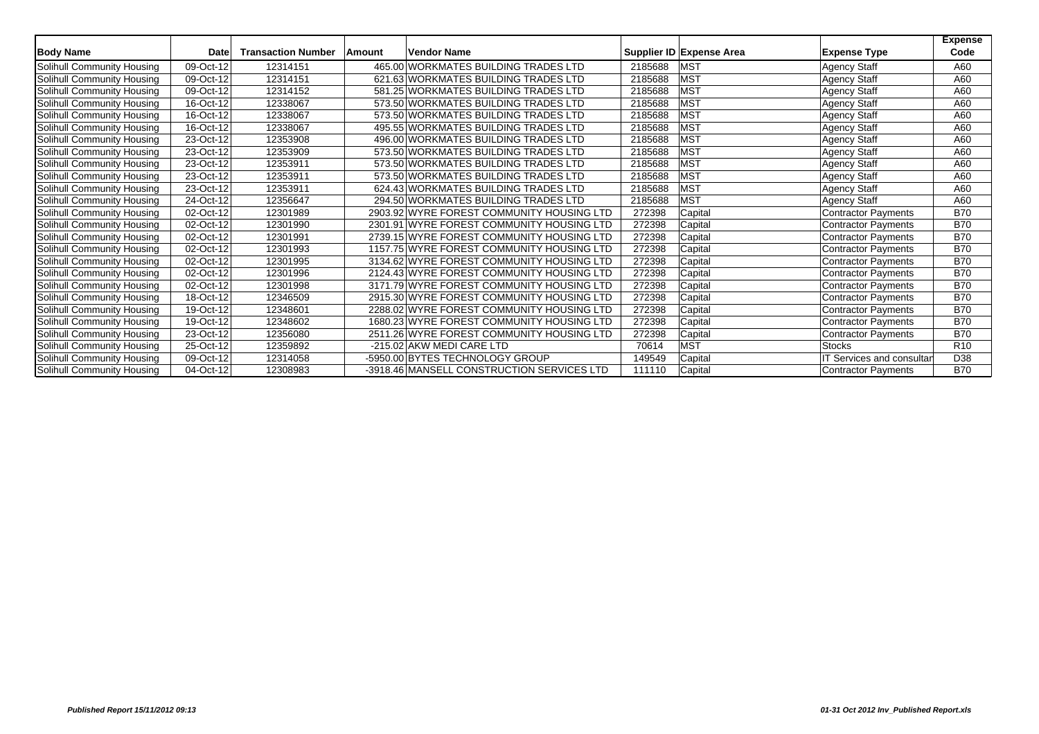| Body Name | Date | Transaction Number | Amount | Vendor Name | Supplier ID | Expense Area | Expense Type | Expense Code |
|---|---|---|---|---|---|---|---|---|
| Solihull Community Housing | 09-Oct-12 | 12314151 | 465.00 | WORKMATES BUILDING TRADES LTD | 2185688 | MST | Agency Staff | A60 |
| Solihull Community Housing | 09-Oct-12 | 12314151 | 621.63 | WORKMATES BUILDING TRADES LTD | 2185688 | MST | Agency Staff | A60 |
| Solihull Community Housing | 09-Oct-12 | 12314152 | 581.25 | WORKMATES BUILDING TRADES LTD | 2185688 | MST | Agency Staff | A60 |
| Solihull Community Housing | 16-Oct-12 | 12338067 | 573.50 | WORKMATES BUILDING TRADES LTD | 2185688 | MST | Agency Staff | A60 |
| Solihull Community Housing | 16-Oct-12 | 12338067 | 573.50 | WORKMATES BUILDING TRADES LTD | 2185688 | MST | Agency Staff | A60 |
| Solihull Community Housing | 16-Oct-12 | 12338067 | 495.55 | WORKMATES BUILDING TRADES LTD | 2185688 | MST | Agency Staff | A60 |
| Solihull Community Housing | 23-Oct-12 | 12353908 | 496.00 | WORKMATES BUILDING TRADES LTD | 2185688 | MST | Agency Staff | A60 |
| Solihull Community Housing | 23-Oct-12 | 12353909 | 573.50 | WORKMATES BUILDING TRADES LTD | 2185688 | MST | Agency Staff | A60 |
| Solihull Community Housing | 23-Oct-12 | 12353911 | 573.50 | WORKMATES BUILDING TRADES LTD | 2185688 | MST | Agency Staff | A60 |
| Solihull Community Housing | 23-Oct-12 | 12353911 | 573.50 | WORKMATES BUILDING TRADES LTD | 2185688 | MST | Agency Staff | A60 |
| Solihull Community Housing | 23-Oct-12 | 12353911 | 624.43 | WORKMATES BUILDING TRADES LTD | 2185688 | MST | Agency Staff | A60 |
| Solihull Community Housing | 24-Oct-12 | 12356647 | 294.50 | WORKMATES BUILDING TRADES LTD | 2185688 | MST | Agency Staff | A60 |
| Solihull Community Housing | 02-Oct-12 | 12301989 | 2903.92 | WYRE FOREST COMMUNITY HOUSING LTD | 272398 | Capital | Contractor Payments | B70 |
| Solihull Community Housing | 02-Oct-12 | 12301990 | 2301.91 | WYRE FOREST COMMUNITY HOUSING LTD | 272398 | Capital | Contractor Payments | B70 |
| Solihull Community Housing | 02-Oct-12 | 12301991 | 2739.15 | WYRE FOREST COMMUNITY HOUSING LTD | 272398 | Capital | Contractor Payments | B70 |
| Solihull Community Housing | 02-Oct-12 | 12301993 | 1157.75 | WYRE FOREST COMMUNITY HOUSING LTD | 272398 | Capital | Contractor Payments | B70 |
| Solihull Community Housing | 02-Oct-12 | 12301995 | 3134.62 | WYRE FOREST COMMUNITY HOUSING LTD | 272398 | Capital | Contractor Payments | B70 |
| Solihull Community Housing | 02-Oct-12 | 12301996 | 2124.43 | WYRE FOREST COMMUNITY HOUSING LTD | 272398 | Capital | Contractor Payments | B70 |
| Solihull Community Housing | 02-Oct-12 | 12301998 | 3171.79 | WYRE FOREST COMMUNITY HOUSING LTD | 272398 | Capital | Contractor Payments | B70 |
| Solihull Community Housing | 18-Oct-12 | 12346509 | 2915.30 | WYRE FOREST COMMUNITY HOUSING LTD | 272398 | Capital | Contractor Payments | B70 |
| Solihull Community Housing | 19-Oct-12 | 12348601 | 2288.02 | WYRE FOREST COMMUNITY HOUSING LTD | 272398 | Capital | Contractor Payments | B70 |
| Solihull Community Housing | 19-Oct-12 | 12348602 | 1680.23 | WYRE FOREST COMMUNITY HOUSING LTD | 272398 | Capital | Contractor Payments | B70 |
| Solihull Community Housing | 23-Oct-12 | 12356080 | 2511.26 | WYRE FOREST COMMUNITY HOUSING LTD | 272398 | Capital | Contractor Payments | B70 |
| Solihull Community Housing | 25-Oct-12 | 12359892 | -215.02 | AKW MEDI CARE LTD | 70614 | MST | Stocks | R10 |
| Solihull Community Housing | 09-Oct-12 | 12314058 | -5950.00 | BYTES TECHNOLOGY GROUP | 149549 | Capital | IT Services and consultar | D38 |
| Solihull Community Housing | 04-Oct-12 | 12308983 | -3918.46 | MANSELL CONSTRUCTION SERVICES LTD | 111110 | Capital | Contractor Payments | B70 |